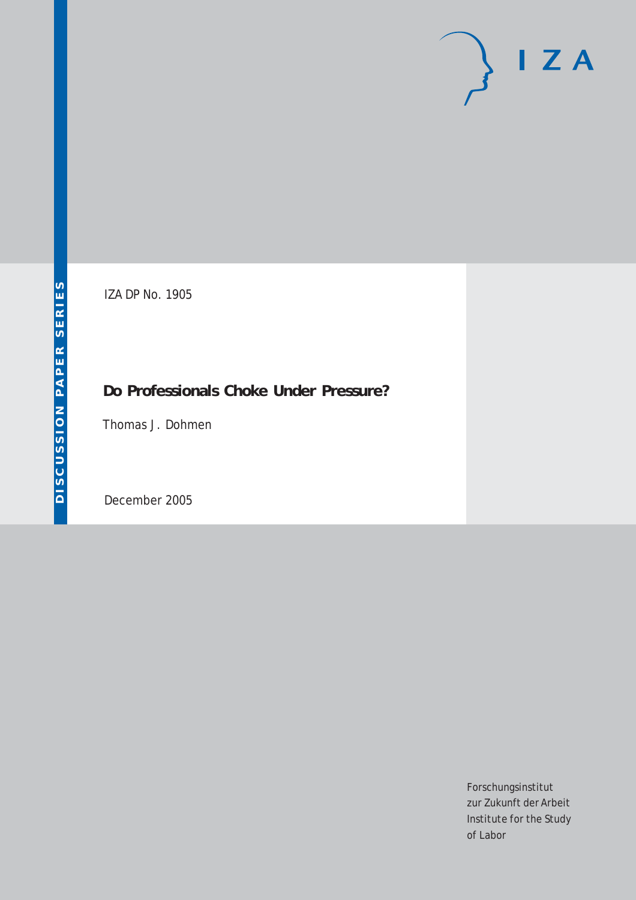DISCUSSION PAPER SERIES

IZA DP No. 1905

# Do Professionals Choke Under Pressure?

Thomas J. Dohmen

December 2005

Forschungsinstitut
zur Zukunft der Arbeit
Institute for the Study
of Labor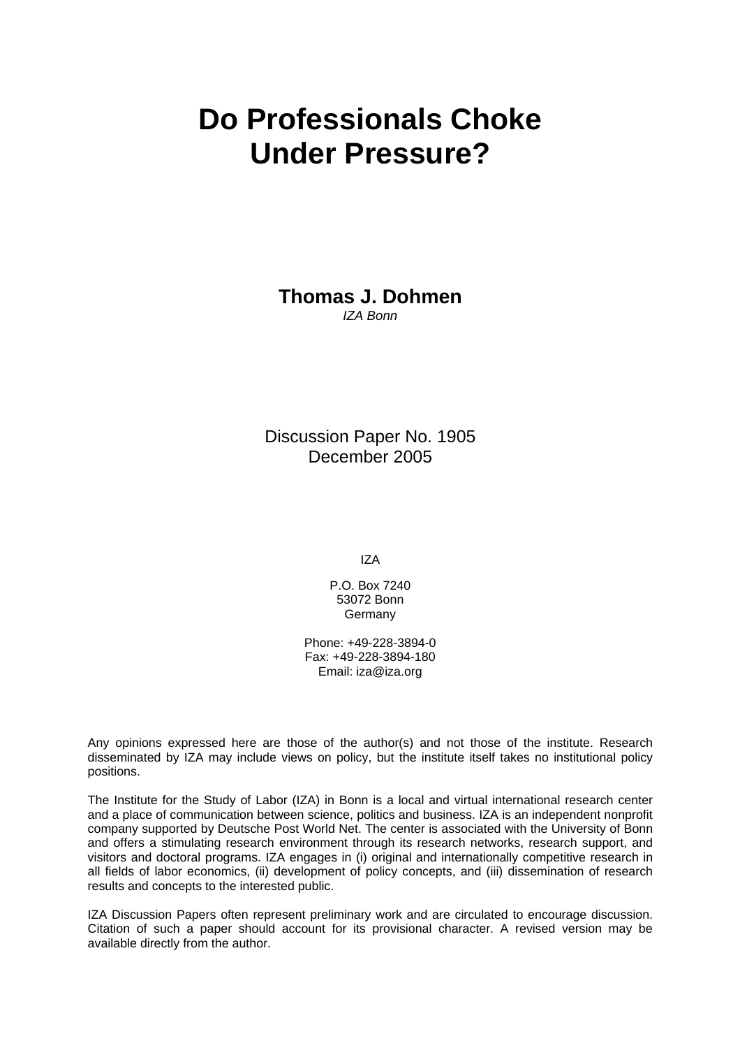# Do Professionals Choke Under Pressure?

**Thomas J. Dohmen**  
*IZA Bonn*

Discussion Paper No. 1905  
December 2005

IZA

P.O. Box 7240  
53072 Bonn  
Germany

Phone: +49-228-3894-0  
Fax: +49-228-3894-180  
Email: iza@iza.org

Any opinions expressed here are those of the author(s) and not those of the institute. Research disseminated by IZA may include views on policy, but the institute itself takes no institutional policy positions.

The Institute for the Study of Labor (IZA) in Bonn is a local and virtual international research center and a place of communication between science, politics and business. IZA is an independent nonprofit company supported by Deutsche Post World Net. The center is associated with the University of Bonn and offers a stimulating research environment through its research networks, research support, and visitors and doctoral programs. IZA engages in (i) original and internationally competitive research in all fields of labor economics, (ii) development of policy concepts, and (iii) dissemination of research results and concepts to the interested public.

IZA Discussion Papers often represent preliminary work and are circulated to encourage discussion. Citation of such a paper should account for its provisional character. A revised version may be available directly from the author.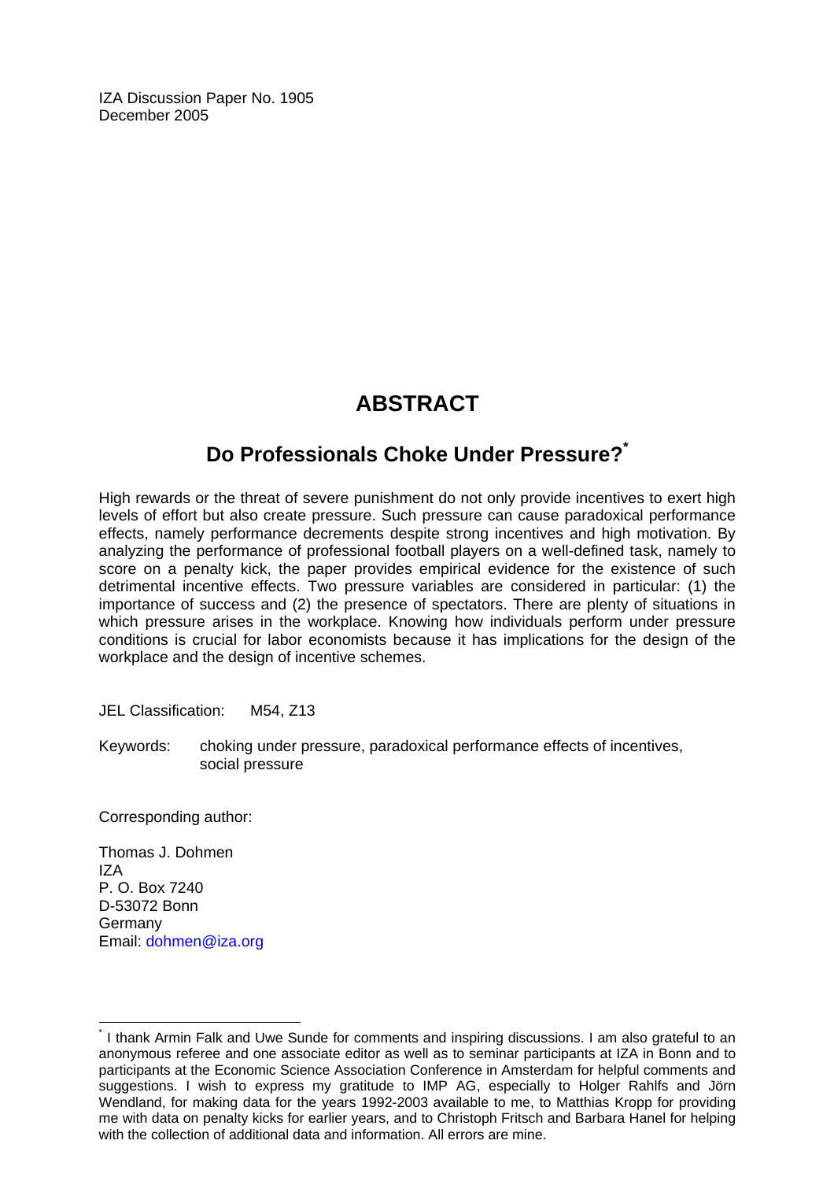IZA Discussion Paper No. 1905
December 2005

# ABSTRACT

## Do Professionals Choke Under Pressure?[*]

High rewards or the threat of severe punishment do not only provide incentives to exert high levels of effort but also create pressure. Such pressure can cause paradoxical performance effects, namely performance decrements despite strong incentives and high motivation. By analyzing the performance of professional football players on a well-defined task, namely to score on a penalty kick, the paper provides empirical evidence for the existence of such detrimental incentive effects. Two pressure variables are considered in particular: (1) the importance of success and (2) the presence of spectators. There are plenty of situations in which pressure arises in the workplace. Knowing how individuals perform under pressure conditions is crucial for labor economists because it has implications for the design of the workplace and the design of incentive schemes.

JEL Classification: M54, Z13

Keywords: choking under pressure, paradoxical performance effects of incentives, social pressure

Corresponding author:

Thomas J. Dohmen
IZA
P. O. Box 7240
D-53072 Bonn
Germany
Email: dohmen@iza.org

---

[*] I thank Armin Falk and Uwe Sunde for comments and inspiring discussions. I am also grateful to an anonymous referee and one associate editor as well as to seminar participants at IZA in Bonn and to participants at the Economic Science Association Conference in Amsterdam for helpful comments and suggestions. I wish to express my gratitude to IMP AG, especially to Holger Rahlfs and Jörn Wendland, for making data for the years 1992-2003 available to me, to Matthias Kropp for providing me with data on penalty kicks for earlier years, and to Christoph Fritsch and Barbara Hanel for helping with the collection of additional data and information. All errors are mine.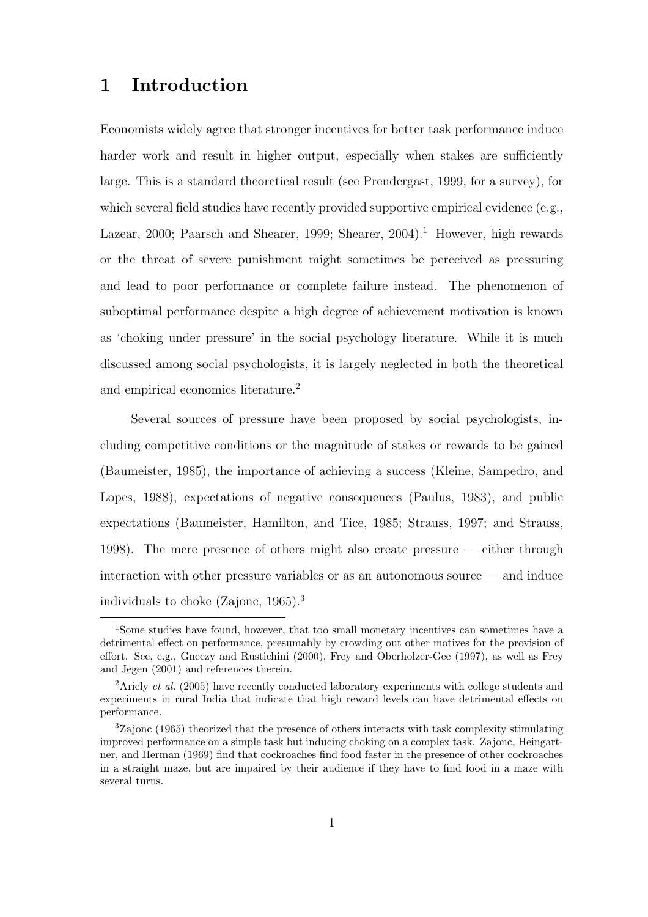# 1 Introduction

Economists widely agree that stronger incentives for better task performance induce harder work and result in higher output, especially when stakes are sufficiently large. This is a standard theoretical result (see Prendergast, 1999, for a survey), for which several field studies have recently provided supportive empirical evidence (e.g., Lazear, 2000; Paarsch and Shearer, 1999; Shearer, 2004).[1] However, high rewards or the threat of severe punishment might sometimes be perceived as pressuring and lead to poor performance or complete failure instead. The phenomenon of suboptimal performance despite a high degree of achievement motivation is known as 'choking under pressure' in the social psychology literature. While it is much discussed among social psychologists, it is largely neglected in both the theoretical and empirical economics literature.[2]

Several sources of pressure have been proposed by social psychologists, including competitive conditions or the magnitude of stakes or rewards to be gained (Baumeister, 1985), the importance of achieving a success (Kleine, Sampedro, and Lopes, 1988), expectations of negative consequences (Paulus, 1983), and public expectations (Baumeister, Hamilton, and Tice, 1985; Strauss, 1997; and Strauss, 1998). The mere presence of others might also create pressure — either through interaction with other pressure variables or as an autonomous source — and induce individuals to choke (Zajonc, 1965).[3]

[1] Some studies have found, however, that too small monetary incentives can sometimes have a detrimental effect on performance, presumably by crowding out other motives for the provision of effort. See, e.g., Gneezy and Rustichini (2000), Frey and Oberholzer-Gee (1997), as well as Frey and Jegen (2001) and references therein.

[2] Ariely *et al.* (2005) have recently conducted laboratory experiments with college students and experiments in rural India that indicate that high reward levels can have detrimental effects on performance.

[3] Zajonc (1965) theorized that the presence of others interacts with task complexity stimulating improved performance on a simple task but inducing choking on a complex task. Zajonc, Heingartner, and Herman (1969) find that cockroaches find food faster in the presence of other cockroaches in a straight maze, but are impaired by their audience if they have to find food in a maze with several turns.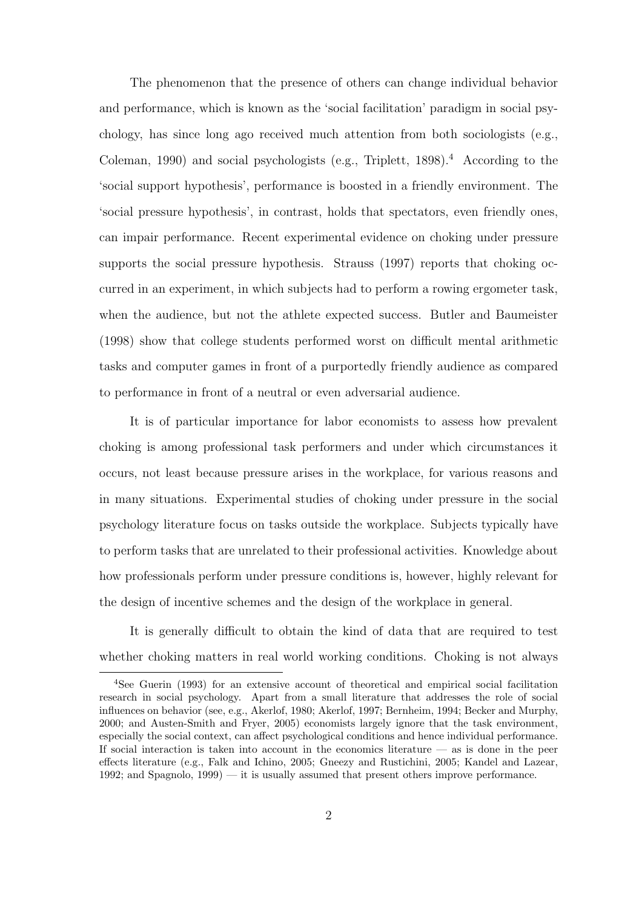The phenomenon that the presence of others can change individual behavior and performance, which is known as the 'social facilitation' paradigm in social psychology, has since long ago received much attention from both sociologists (e.g., Coleman, 1990) and social psychologists (e.g., Triplett, 1898).[4] According to the 'social support hypothesis', performance is boosted in a friendly environment. The 'social pressure hypothesis', in contrast, holds that spectators, even friendly ones, can impair performance. Recent experimental evidence on choking under pressure supports the social pressure hypothesis. Strauss (1997) reports that choking occurred in an experiment, in which subjects had to perform a rowing ergometer task, when the audience, but not the athlete expected success. Butler and Baumeister (1998) show that college students performed worst on difficult mental arithmetic tasks and computer games in front of a purportedly friendly audience as compared to performance in front of a neutral or even adversarial audience.

It is of particular importance for labor economists to assess how prevalent choking is among professional task performers and under which circumstances it occurs, not least because pressure arises in the workplace, for various reasons and in many situations. Experimental studies of choking under pressure in the social psychology literature focus on tasks outside the workplace. Subjects typically have to perform tasks that are unrelated to their professional activities. Knowledge about how professionals perform under pressure conditions is, however, highly relevant for the design of incentive schemes and the design of the workplace in general.

It is generally difficult to obtain the kind of data that are required to test whether choking matters in real world working conditions. Choking is not always

[4] See Guerin (1993) for an extensive account of theoretical and empirical social facilitation research in social psychology. Apart from a small literature that addresses the role of social influences on behavior (see, e.g., Akerlof, 1980; Akerlof, 1997; Bernheim, 1994; Becker and Murphy, 2000; and Austen-Smith and Fryer, 2005) economists largely ignore that the task environment, especially the social context, can affect psychological conditions and hence individual performance. If social interaction is taken into account in the economics literature — as is done in the peer effects literature (e.g., Falk and Ichino, 2005; Gneezy and Rustichini, 2005; Kandel and Lazear, 1992; and Spagnolo, 1999) — it is usually assumed that present others improve performance.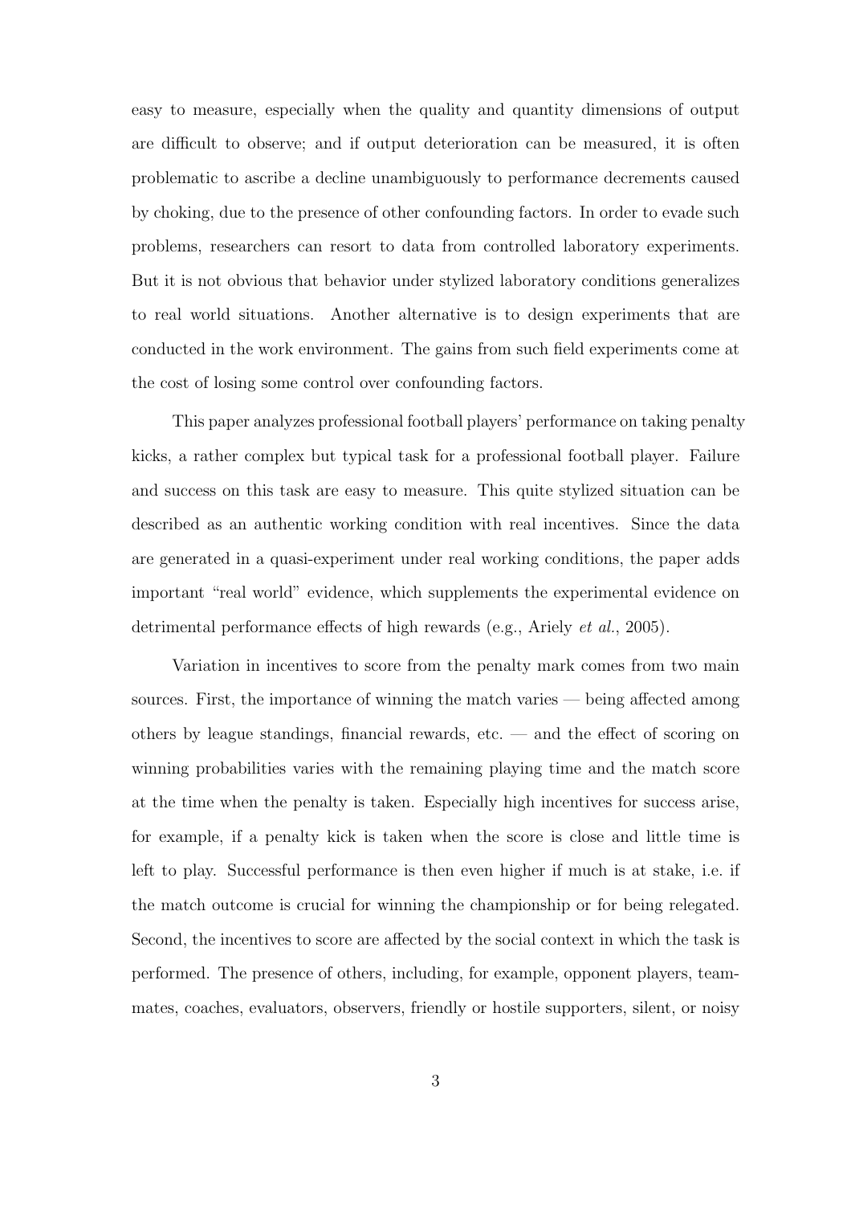easy to measure, especially when the quality and quantity dimensions of output are difficult to observe; and if output deterioration can be measured, it is often problematic to ascribe a decline unambiguously to performance decrements caused by choking, due to the presence of other confounding factors. In order to evade such problems, researchers can resort to data from controlled laboratory experiments. But it is not obvious that behavior under stylized laboratory conditions generalizes to real world situations. Another alternative is to design experiments that are conducted in the work environment. The gains from such field experiments come at the cost of losing some control over confounding factors.

This paper analyzes professional football players' performance on taking penalty kicks, a rather complex but typical task for a professional football player. Failure and success on this task are easy to measure. This quite stylized situation can be described as an authentic working condition with real incentives. Since the data are generated in a quasi-experiment under real working conditions, the paper adds important "real world" evidence, which supplements the experimental evidence on detrimental performance effects of high rewards (e.g., Ariely *et al.*, 2005).

Variation in incentives to score from the penalty mark comes from two main sources. First, the importance of winning the match varies — being affected among others by league standings, financial rewards, etc. — and the effect of scoring on winning probabilities varies with the remaining playing time and the match score at the time when the penalty is taken. Especially high incentives for success arise, for example, if a penalty kick is taken when the score is close and little time is left to play. Successful performance is then even higher if much is at stake, i.e. if the match outcome is crucial for winning the championship or for being relegated. Second, the incentives to score are affected by the social context in which the task is performed. The presence of others, including, for example, opponent players, team-mates, coaches, evaluators, observers, friendly or hostile supporters, silent, or noisy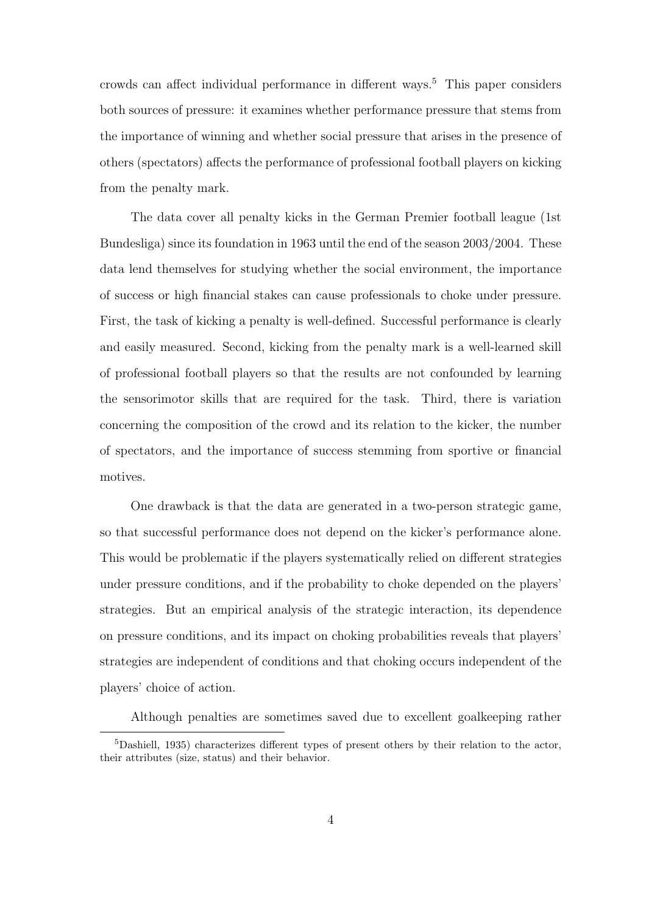crowds can affect individual performance in different ways.[5] This paper considers both sources of pressure: it examines whether performance pressure that stems from the importance of winning and whether social pressure that arises in the presence of others (spectators) affects the performance of professional football players on kicking from the penalty mark.

The data cover all penalty kicks in the German Premier football league (1st Bundesliga) since its foundation in 1963 until the end of the season 2003/2004. These data lend themselves for studying whether the social environment, the importance of success or high financial stakes can cause professionals to choke under pressure. First, the task of kicking a penalty is well-defined. Successful performance is clearly and easily measured. Second, kicking from the penalty mark is a well-learned skill of professional football players so that the results are not confounded by learning the sensorimotor skills that are required for the task. Third, there is variation concerning the composition of the crowd and its relation to the kicker, the number of spectators, and the importance of success stemming from sportive or financial motives.

One drawback is that the data are generated in a two-person strategic game, so that successful performance does not depend on the kicker's performance alone. This would be problematic if the players systematically relied on different strategies under pressure conditions, and if the probability to choke depended on the players' strategies. But an empirical analysis of the strategic interaction, its dependence on pressure conditions, and its impact on choking probabilities reveals that players' strategies are independent of conditions and that choking occurs independent of the players' choice of action.

Although penalties are sometimes saved due to excellent goalkeeping rather

[5] Dashiell, 1935) characterizes different types of present others by their relation to the actor, their attributes (size, status) and their behavior.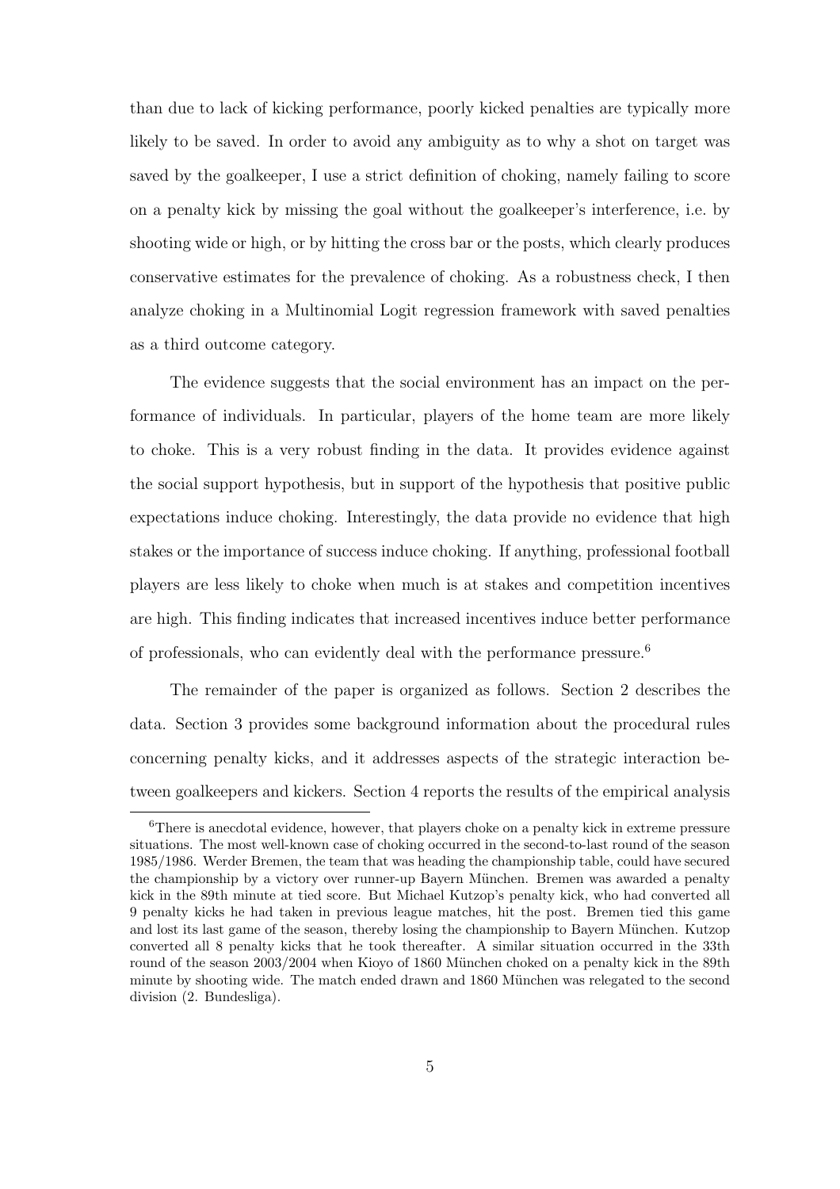than due to lack of kicking performance, poorly kicked penalties are typically more likely to be saved. In order to avoid any ambiguity as to why a shot on target was saved by the goalkeeper, I use a strict definition of choking, namely failing to score on a penalty kick by missing the goal without the goalkeeper's interference, i.e. by shooting wide or high, or by hitting the cross bar or the posts, which clearly produces conservative estimates for the prevalence of choking. As a robustness check, I then analyze choking in a Multinomial Logit regression framework with saved penalties as a third outcome category.

The evidence suggests that the social environment has an impact on the performance of individuals. In particular, players of the home team are more likely to choke. This is a very robust finding in the data. It provides evidence against the social support hypothesis, but in support of the hypothesis that positive public expectations induce choking. Interestingly, the data provide no evidence that high stakes or the importance of success induce choking. If anything, professional football players are less likely to choke when much is at stakes and competition incentives are high. This finding indicates that increased incentives induce better performance of professionals, who can evidently deal with the performance pressure.[6]

The remainder of the paper is organized as follows. Section 2 describes the data. Section 3 provides some background information about the procedural rules concerning penalty kicks, and it addresses aspects of the strategic interaction between goalkeepers and kickers. Section 4 reports the results of the empirical analysis

[6] There is anecdotal evidence, however, that players choke on a penalty kick in extreme pressure situations. The most well-known case of choking occurred in the second-to-last round of the season 1985/1986. Werder Bremen, the team that was heading the championship table, could have secured the championship by a victory over runner-up Bayern München. Bremen was awarded a penalty kick in the 89th minute at tied score. But Michael Kutzop's penalty kick, who had converted all 9 penalty kicks he had taken in previous league matches, hit the post. Bremen tied this game and lost its last game of the season, thereby losing the championship to Bayern München. Kutzop converted all 8 penalty kicks that he took thereafter. A similar situation occurred in the 33th round of the season 2003/2004 when Kioyo of 1860 München choked on a penalty kick in the 89th minute by shooting wide. The match ended drawn and 1860 München was relegated to the second division (2. Bundesliga).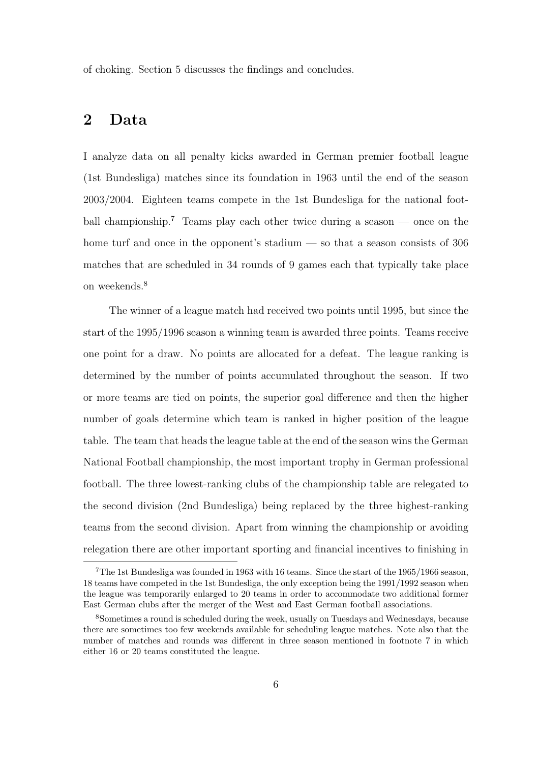of choking. Section 5 discusses the findings and concludes.

## 2 Data

I analyze data on all penalty kicks awarded in German premier football league (1st Bundesliga) matches since its foundation in 1963 until the end of the season 2003/2004. Eighteen teams compete in the 1st Bundesliga for the national football championship.[7] Teams play each other twice during a season — once on the home turf and once in the opponent's stadium — so that a season consists of 306 matches that are scheduled in 34 rounds of 9 games each that typically take place on weekends.[8]

The winner of a league match had received two points until 1995, but since the start of the 1995/1996 season a winning team is awarded three points. Teams receive one point for a draw. No points are allocated for a defeat. The league ranking is determined by the number of points accumulated throughout the season. If two or more teams are tied on points, the superior goal difference and then the higher number of goals determine which team is ranked in higher position of the league table. The team that heads the league table at the end of the season wins the German National Football championship, the most important trophy in German professional football. The three lowest-ranking clubs of the championship table are relegated to the second division (2nd Bundesliga) being replaced by the three highest-ranking teams from the second division. Apart from winning the championship or avoiding relegation there are other important sporting and financial incentives to finishing in

---

[7] The 1st Bundesliga was founded in 1963 with 16 teams. Since the start of the 1965/1966 season, 18 teams have competed in the 1st Bundesliga, the only exception being the 1991/1992 season when the league was temporarily enlarged to 20 teams in order to accommodate two additional former East German clubs after the merger of the West and East German football associations.

[8] Sometimes a round is scheduled during the week, usually on Tuesdays and Wednesdays, because there are sometimes too few weekends available for scheduling league matches. Note also that the number of matches and rounds was different in three season mentioned in footnote 7 in which either 16 or 20 teams constituted the league.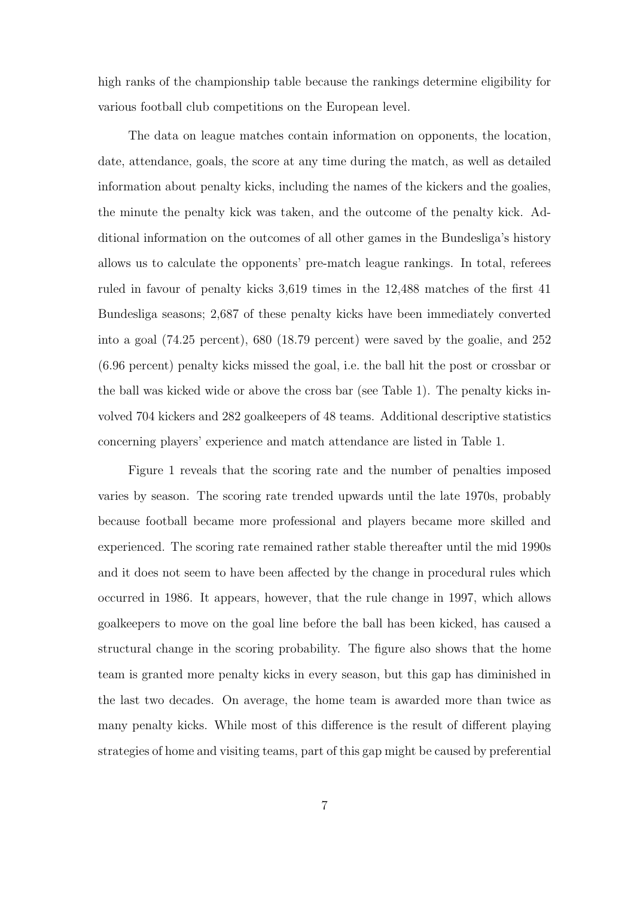high ranks of the championship table because the rankings determine eligibility for various football club competitions on the European level.

The data on league matches contain information on opponents, the location, date, attendance, goals, the score at any time during the match, as well as detailed information about penalty kicks, including the names of the kickers and the goalies, the minute the penalty kick was taken, and the outcome of the penalty kick. Additional information on the outcomes of all other games in the Bundesliga's history allows us to calculate the opponents' pre-match league rankings. In total, referees ruled in favour of penalty kicks 3,619 times in the 12,488 matches of the first 41 Bundesliga seasons; 2,687 of these penalty kicks have been immediately converted into a goal (74.25 percent), 680 (18.79 percent) were saved by the goalie, and 252 (6.96 percent) penalty kicks missed the goal, i.e. the ball hit the post or crossbar or the ball was kicked wide or above the cross bar (see Table 1). The penalty kicks involved 704 kickers and 282 goalkeepers of 48 teams. Additional descriptive statistics concerning players' experience and match attendance are listed in Table 1.

Figure 1 reveals that the scoring rate and the number of penalties imposed varies by season. The scoring rate trended upwards until the late 1970s, probably because football became more professional and players became more skilled and experienced. The scoring rate remained rather stable thereafter until the mid 1990s and it does not seem to have been affected by the change in procedural rules which occurred in 1986. It appears, however, that the rule change in 1997, which allows goalkeepers to move on the goal line before the ball has been kicked, has caused a structural change in the scoring probability. The figure also shows that the home team is granted more penalty kicks in every season, but this gap has diminished in the last two decades. On average, the home team is awarded more than twice as many penalty kicks. While most of this difference is the result of different playing strategies of home and visiting teams, part of this gap might be caused by preferential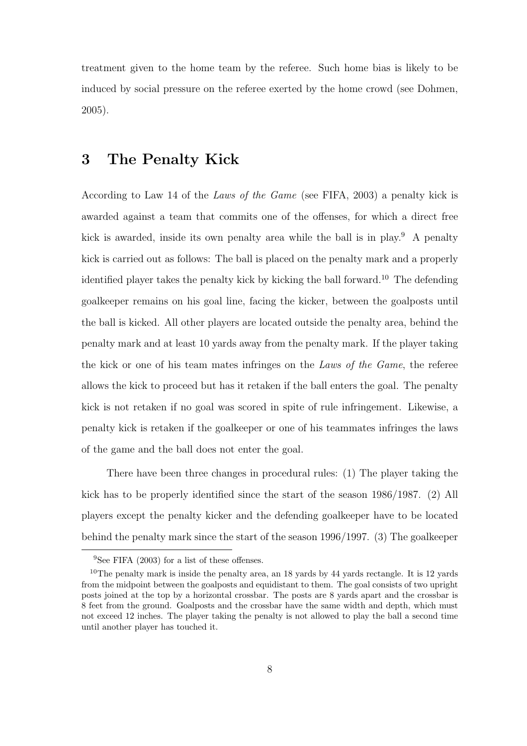treatment given to the home team by the referee. Such home bias is likely to be induced by social pressure on the referee exerted by the home crowd (see Dohmen, 2005).

## 3 The Penalty Kick

According to Law 14 of the *Laws of the Game* (see FIFA, 2003) a penalty kick is awarded against a team that commits one of the offenses, for which a direct free kick is awarded, inside its own penalty area while the ball is in play.[9] A penalty kick is carried out as follows: The ball is placed on the penalty mark and a properly identified player takes the penalty kick by kicking the ball forward.[10] The defending goalkeeper remains on his goal line, facing the kicker, between the goalposts until the ball is kicked. All other players are located outside the penalty area, behind the penalty mark and at least 10 yards away from the penalty mark. If the player taking the kick or one of his team mates infringes on the *Laws of the Game*, the referee allows the kick to proceed but has it retaken if the ball enters the goal. The penalty kick is not retaken if no goal was scored in spite of rule infringement. Likewise, a penalty kick is retaken if the goalkeeper or one of his teammates infringes the laws of the game and the ball does not enter the goal.

There have been three changes in procedural rules: (1) The player taking the kick has to be properly identified since the start of the season 1986/1987. (2) All players except the penalty kicker and the defending goalkeeper have to be located behind the penalty mark since the start of the season 1996/1997. (3) The goalkeeper

---

[9] See FIFA (2003) for a list of these offenses.

[10] The penalty mark is inside the penalty area, an 18 yards by 44 yards rectangle. It is 12 yards from the midpoint between the goalposts and equidistant to them. The goal consists of two upright posts joined at the top by a horizontal crossbar. The posts are 8 yards apart and the crossbar is 8 feet from the ground. Goalposts and the crossbar have the same width and depth, which must not exceed 12 inches. The player taking the penalty is not allowed to play the ball a second time until another player has touched it.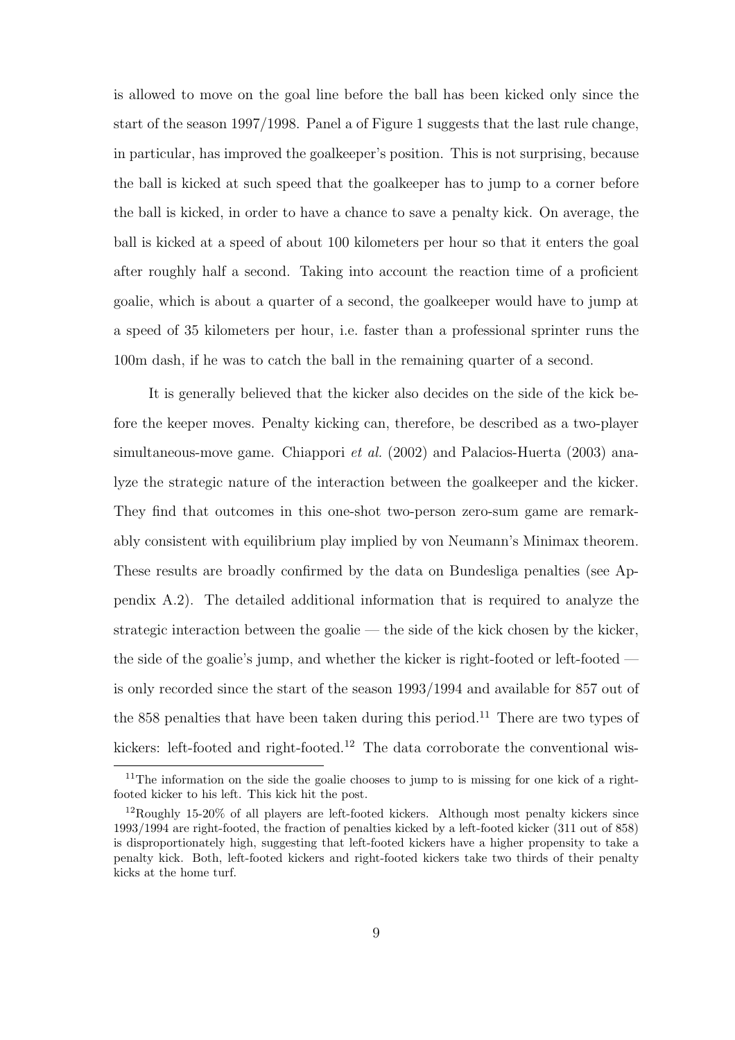is allowed to move on the goal line before the ball has been kicked only since the start of the season 1997/1998. Panel a of Figure 1 suggests that the last rule change, in particular, has improved the goalkeeper's position. This is not surprising, because the ball is kicked at such speed that the goalkeeper has to jump to a corner before the ball is kicked, in order to have a chance to save a penalty kick. On average, the ball is kicked at a speed of about 100 kilometers per hour so that it enters the goal after roughly half a second. Taking into account the reaction time of a proficient goalie, which is about a quarter of a second, the goalkeeper would have to jump at a speed of 35 kilometers per hour, i.e. faster than a professional sprinter runs the 100m dash, if he was to catch the ball in the remaining quarter of a second.

It is generally believed that the kicker also decides on the side of the kick before the keeper moves. Penalty kicking can, therefore, be described as a two-player simultaneous-move game. Chiappori *et al.* (2002) and Palacios-Huerta (2003) analyze the strategic nature of the interaction between the goalkeeper and the kicker. They find that outcomes in this one-shot two-person zero-sum game are remarkably consistent with equilibrium play implied by von Neumann's Minimax theorem. These results are broadly confirmed by the data on Bundesliga penalties (see Appendix A.2). The detailed additional information that is required to analyze the strategic interaction between the goalie — the side of the kick chosen by the kicker, the side of the goalie's jump, and whether the kicker is right-footed or left-footed — is only recorded since the start of the season 1993/1994 and available for 857 out of the 858 penalties that have been taken during this period.[11] There are two types of kickers: left-footed and right-footed.[12] The data corroborate the conventional wis-

[11]The information on the side the goalie chooses to jump to is missing for one kick of a right-footed kicker to his left. This kick hit the post.

[12]Roughly 15-20% of all players are left-footed kickers. Although most penalty kickers since 1993/1994 are right-footed, the fraction of penalties kicked by a left-footed kicker (311 out of 858) is disproportionately high, suggesting that left-footed kickers have a higher propensity to take a penalty kick. Both, left-footed kickers and right-footed kickers take two thirds of their penalty kicks at the home turf.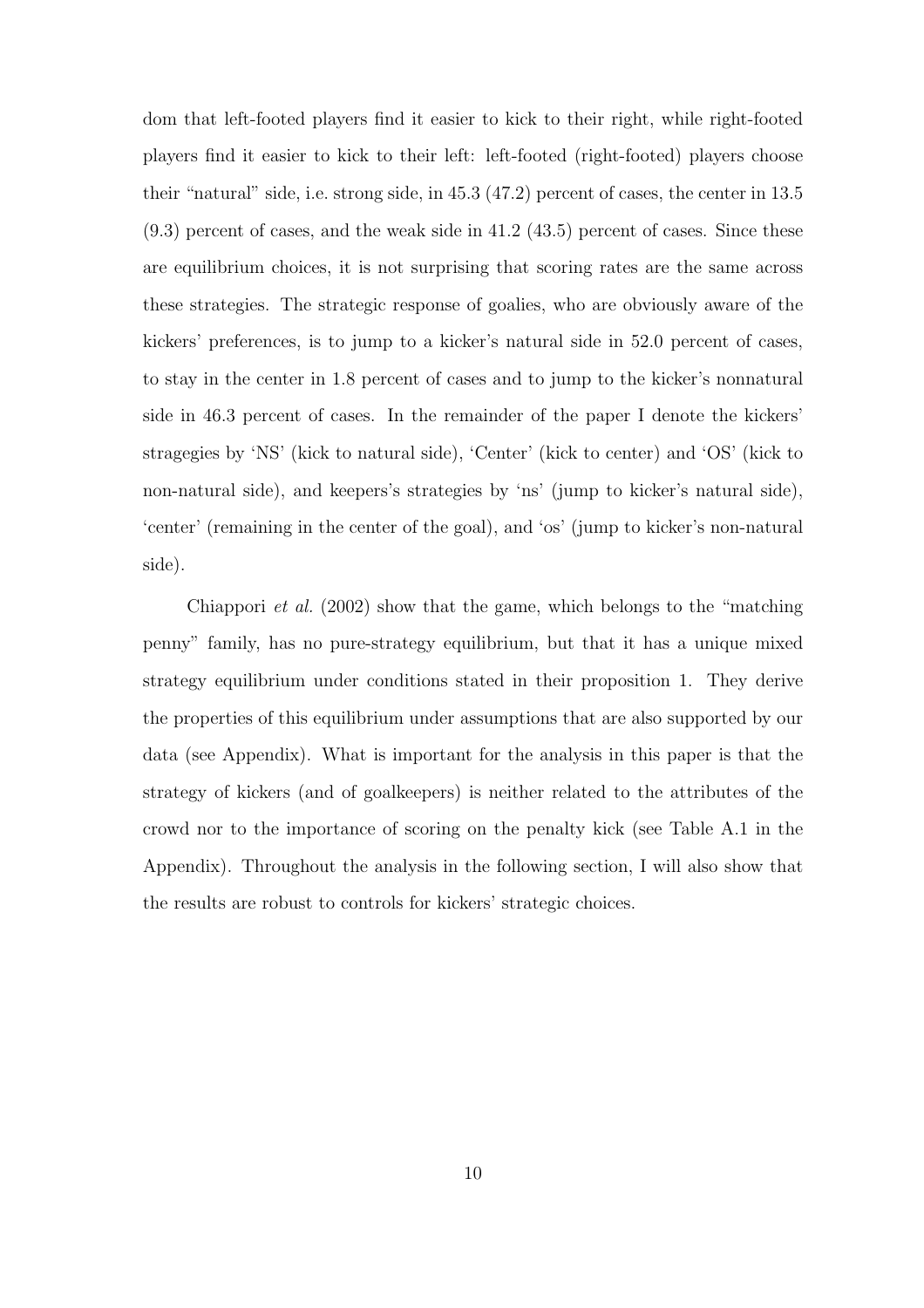dom that left-footed players find it easier to kick to their right, while right-footed players find it easier to kick to their left: left-footed (right-footed) players choose their "natural" side, i.e. strong side, in 45.3 (47.2) percent of cases, the center in 13.5 (9.3) percent of cases, and the weak side in 41.2 (43.5) percent of cases. Since these are equilibrium choices, it is not surprising that scoring rates are the same across these strategies. The strategic response of goalies, who are obviously aware of the kickers' preferences, is to jump to a kicker's natural side in 52.0 percent of cases, to stay in the center in 1.8 percent of cases and to jump to the kicker's nonnatural side in 46.3 percent of cases. In the remainder of the paper I denote the kickers' stragegies by 'NS' (kick to natural side), 'Center' (kick to center) and 'OS' (kick to non-natural side), and keepers's strategies by 'ns' (jump to kicker's natural side), 'center' (remaining in the center of the goal), and 'os' (jump to kicker's non-natural side).

Chiappori *et al.* (2002) show that the game, which belongs to the "matching penny" family, has no pure-strategy equilibrium, but that it has a unique mixed strategy equilibrium under conditions stated in their proposition 1. They derive the properties of this equilibrium under assumptions that are also supported by our data (see Appendix). What is important for the analysis in this paper is that the strategy of kickers (and of goalkeepers) is neither related to the attributes of the crowd nor to the importance of scoring on the penalty kick (see Table A.1 in the Appendix). Throughout the analysis in the following section, I will also show that the results are robust to controls for kickers' strategic choices.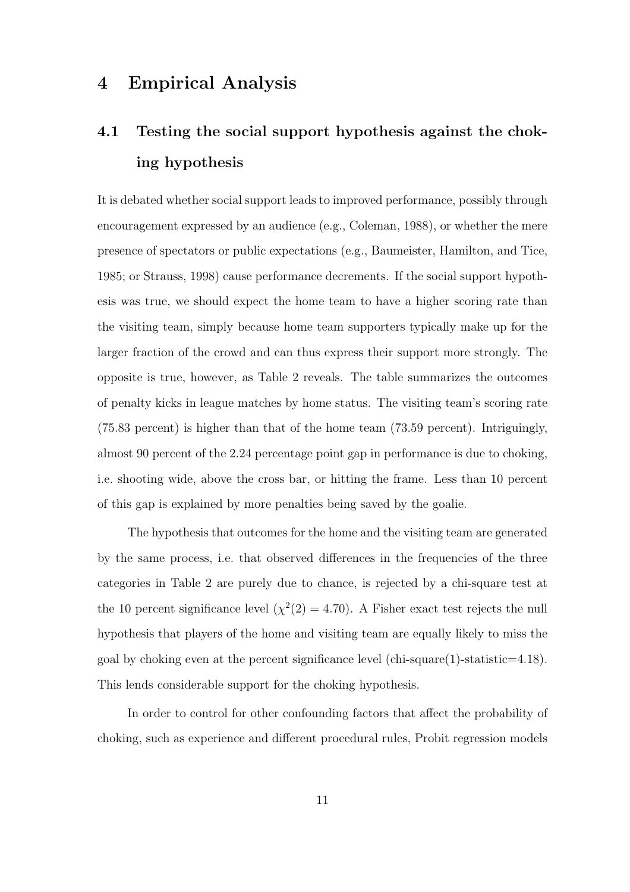# 4 Empirical Analysis

## 4.1 Testing the social support hypothesis against the choking hypothesis

It is debated whether social support leads to improved performance, possibly through encouragement expressed by an audience (e.g., Coleman, 1988), or whether the mere presence of spectators or public expectations (e.g., Baumeister, Hamilton, and Tice, 1985; or Strauss, 1998) cause performance decrements. If the social support hypothesis was true, we should expect the home team to have a higher scoring rate than the visiting team, simply because home team supporters typically make up for the larger fraction of the crowd and can thus express their support more strongly. The opposite is true, however, as Table 2 reveals. The table summarizes the outcomes of penalty kicks in league matches by home status. The visiting team's scoring rate (75.83 percent) is higher than that of the home team (73.59 percent). Intriguingly, almost 90 percent of the 2.24 percentage point gap in performance is due to choking, i.e. shooting wide, above the cross bar, or hitting the frame. Less than 10 percent of this gap is explained by more penalties being saved by the goalie.

The hypothesis that outcomes for the home and the visiting team are generated by the same process, i.e. that observed differences in the frequencies of the three categories in Table 2 are purely due to chance, is rejected by a chi-square test at the 10 percent significance level ($\chi^2(2) = 4.70$). A Fisher exact test rejects the null hypothesis that players of the home and visiting team are equally likely to miss the goal by choking even at the percent significance level (chi-square(1)-statistic=4.18). This lends considerable support for the choking hypothesis.

In order to control for other confounding factors that affect the probability of choking, such as experience and different procedural rules, Probit regression models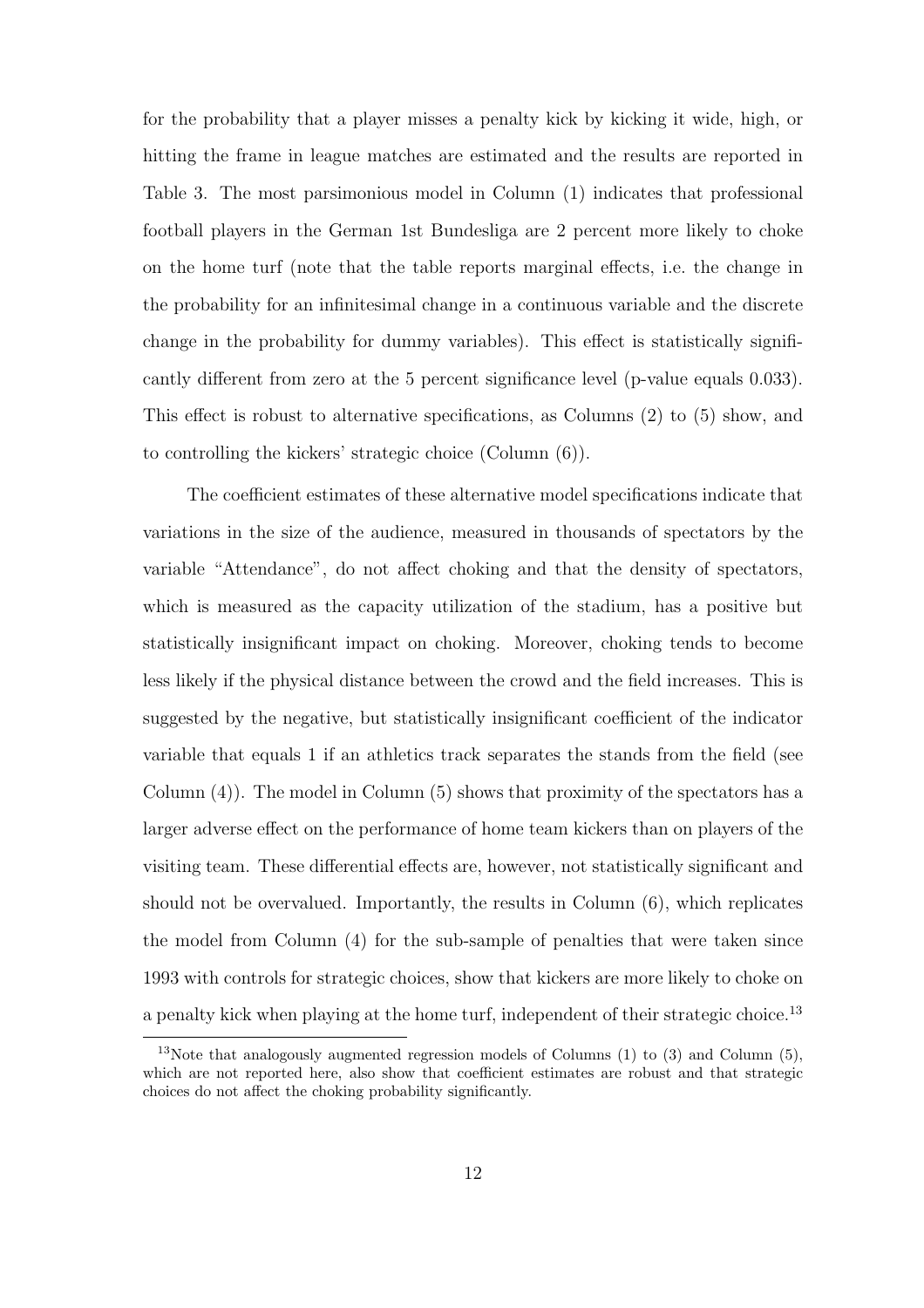for the probability that a player misses a penalty kick by kicking it wide, high, or hitting the frame in league matches are estimated and the results are reported in Table 3. The most parsimonious model in Column (1) indicates that professional football players in the German 1st Bundesliga are 2 percent more likely to choke on the home turf (note that the table reports marginal effects, i.e. the change in the probability for an infinitesimal change in a continuous variable and the discrete change in the probability for dummy variables). This effect is statistically significantly different from zero at the 5 percent significance level (p-value equals 0.033). This effect is robust to alternative specifications, as Columns (2) to (5) show, and to controlling the kickers' strategic choice (Column (6)).

The coefficient estimates of these alternative model specifications indicate that variations in the size of the audience, measured in thousands of spectators by the variable "Attendance", do not affect choking and that the density of spectators, which is measured as the capacity utilization of the stadium, has a positive but statistically insignificant impact on choking. Moreover, choking tends to become less likely if the physical distance between the crowd and the field increases. This is suggested by the negative, but statistically insignificant coefficient of the indicator variable that equals 1 if an athletics track separates the stands from the field (see Column (4)). The model in Column (5) shows that proximity of the spectators has a larger adverse effect on the performance of home team kickers than on players of the visiting team. These differential effects are, however, not statistically significant and should not be overvalued. Importantly, the results in Column (6), which replicates the model from Column (4) for the sub-sample of penalties that were taken since 1993 with controls for strategic choices, show that kickers are more likely to choke on a penalty kick when playing at the home turf, independent of their strategic choice.[13]

[13]Note that analogously augmented regression models of Columns (1) to (3) and Column (5), which are not reported here, also show that coefficient estimates are robust and that strategic choices do not affect the choking probability significantly.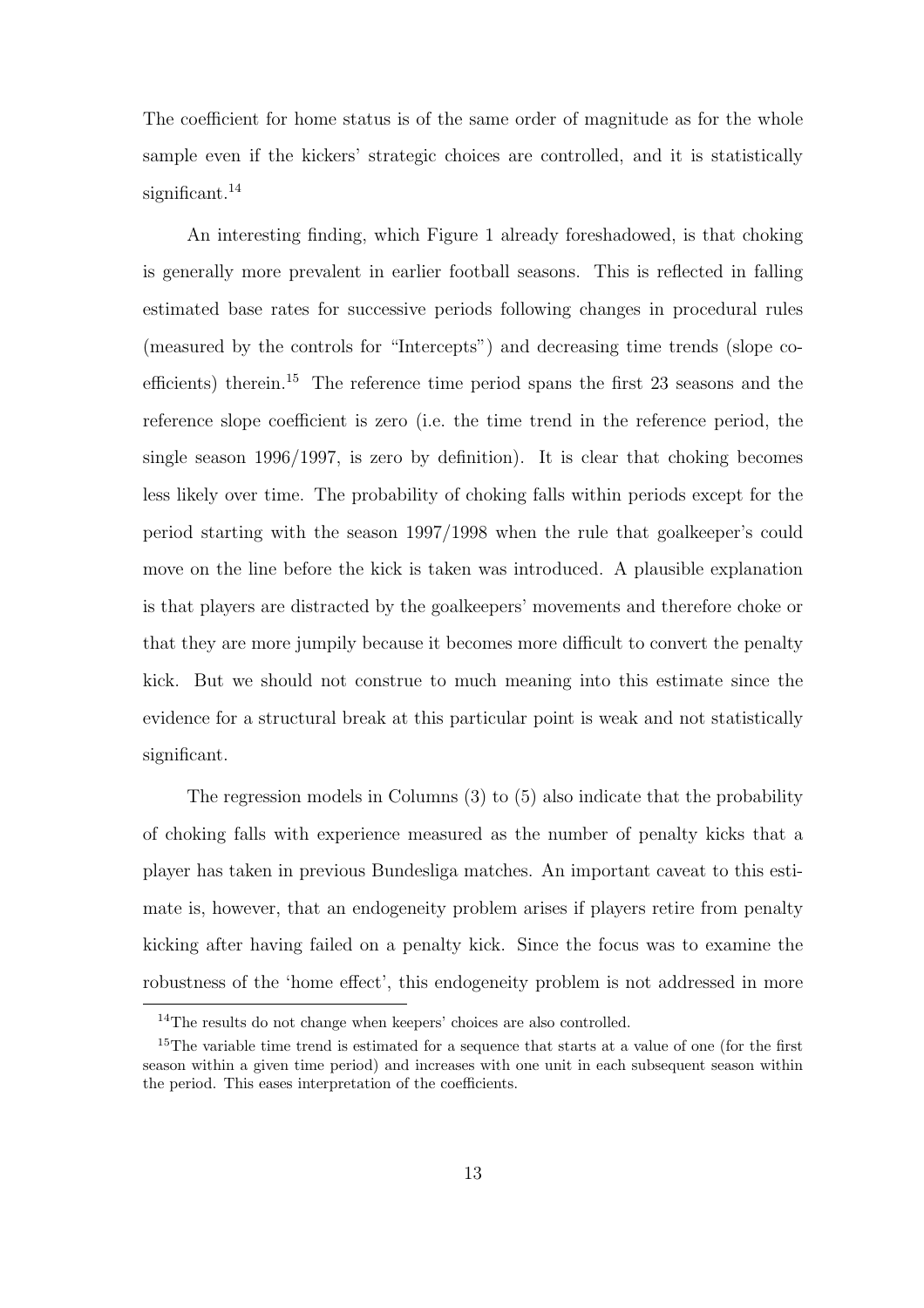The coefficient for home status is of the same order of magnitude as for the whole sample even if the kickers' strategic choices are controlled, and it is statistically significant.[14]

An interesting finding, which Figure 1 already foreshadowed, is that choking is generally more prevalent in earlier football seasons. This is reflected in falling estimated base rates for successive periods following changes in procedural rules (measured by the controls for "Intercepts") and decreasing time trends (slope coefficients) therein.[15] The reference time period spans the first 23 seasons and the reference slope coefficient is zero (i.e. the time trend in the reference period, the single season 1996/1997, is zero by definition). It is clear that choking becomes less likely over time. The probability of choking falls within periods except for the period starting with the season 1997/1998 when the rule that goalkeeper's could move on the line before the kick is taken was introduced. A plausible explanation is that players are distracted by the goalkeepers' movements and therefore choke or that they are more jumpily because it becomes more difficult to convert the penalty kick. But we should not construe to much meaning into this estimate since the evidence for a structural break at this particular point is weak and not statistically significant.

The regression models in Columns (3) to (5) also indicate that the probability of choking falls with experience measured as the number of penalty kicks that a player has taken in previous Bundesliga matches. An important caveat to this estimate is, however, that an endogeneity problem arises if players retire from penalty kicking after having failed on a penalty kick. Since the focus was to examine the robustness of the 'home effect', this endogeneity problem is not addressed in more

[14]The results do not change when keepers' choices are also controlled.

[15]The variable time trend is estimated for a sequence that starts at a value of one (for the first season within a given time period) and increases with one unit in each subsequent season within the period. This eases interpretation of the coefficients.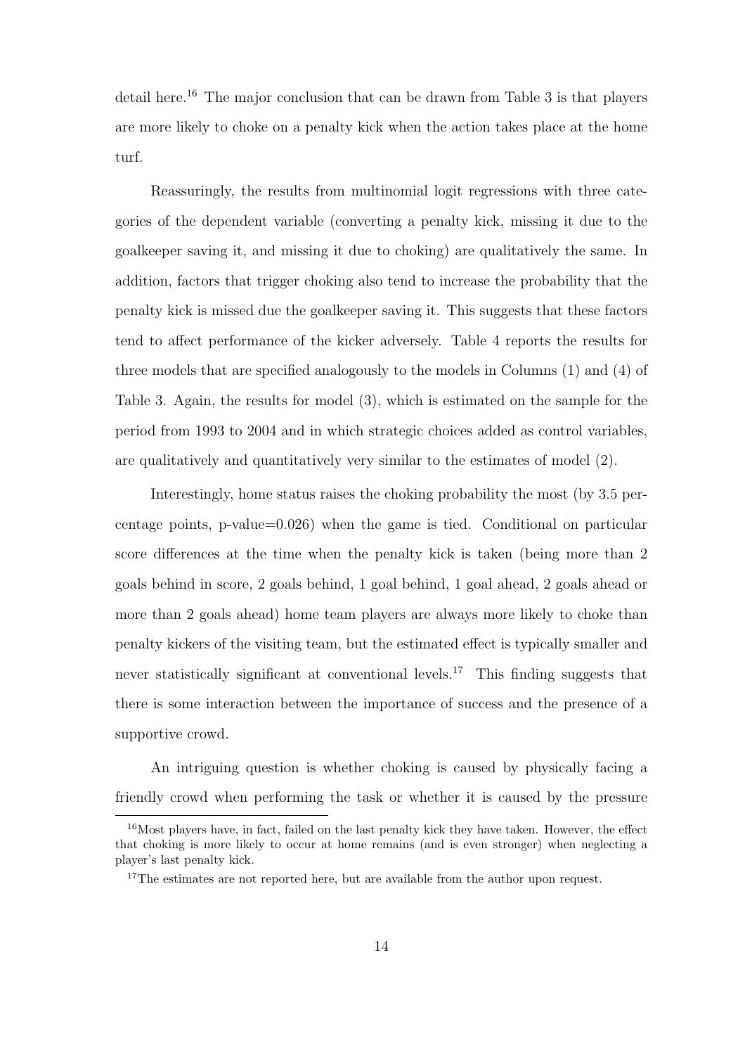detail here.[16] The major conclusion that can be drawn from Table 3 is that players are more likely to choke on a penalty kick when the action takes place at the home turf.

Reassuringly, the results from multinomial logit regressions with three categories of the dependent variable (converting a penalty kick, missing it due to the goalkeeper saving it, and missing it due to choking) are qualitatively the same. In addition, factors that trigger choking also tend to increase the probability that the penalty kick is missed due the goalkeeper saving it. This suggests that these factors tend to affect performance of the kicker adversely. Table 4 reports the results for three models that are specified analogously to the models in Columns (1) and (4) of Table 3. Again, the results for model (3), which is estimated on the sample for the period from 1993 to 2004 and in which strategic choices added as control variables, are qualitatively and quantitatively very similar to the estimates of model (2).

Interestingly, home status raises the choking probability the most (by 3.5 percentage points, p-value=0.026) when the game is tied. Conditional on particular score differences at the time when the penalty kick is taken (being more than 2 goals behind in score, 2 goals behind, 1 goal behind, 1 goal ahead, 2 goals ahead or more than 2 goals ahead) home team players are always more likely to choke than penalty kickers of the visiting team, but the estimated effect is typically smaller and never statistically significant at conventional levels.[17] This finding suggests that there is some interaction between the importance of success and the presence of a supportive crowd.

An intriguing question is whether choking is caused by physically facing a friendly crowd when performing the task or whether it is caused by the pressure

[16]Most players have, in fact, failed on the last penalty kick they have taken. However, the effect that choking is more likely to occur at home remains (and is even stronger) when neglecting a player's last penalty kick.

[17]The estimates are not reported here, but are available from the author upon request.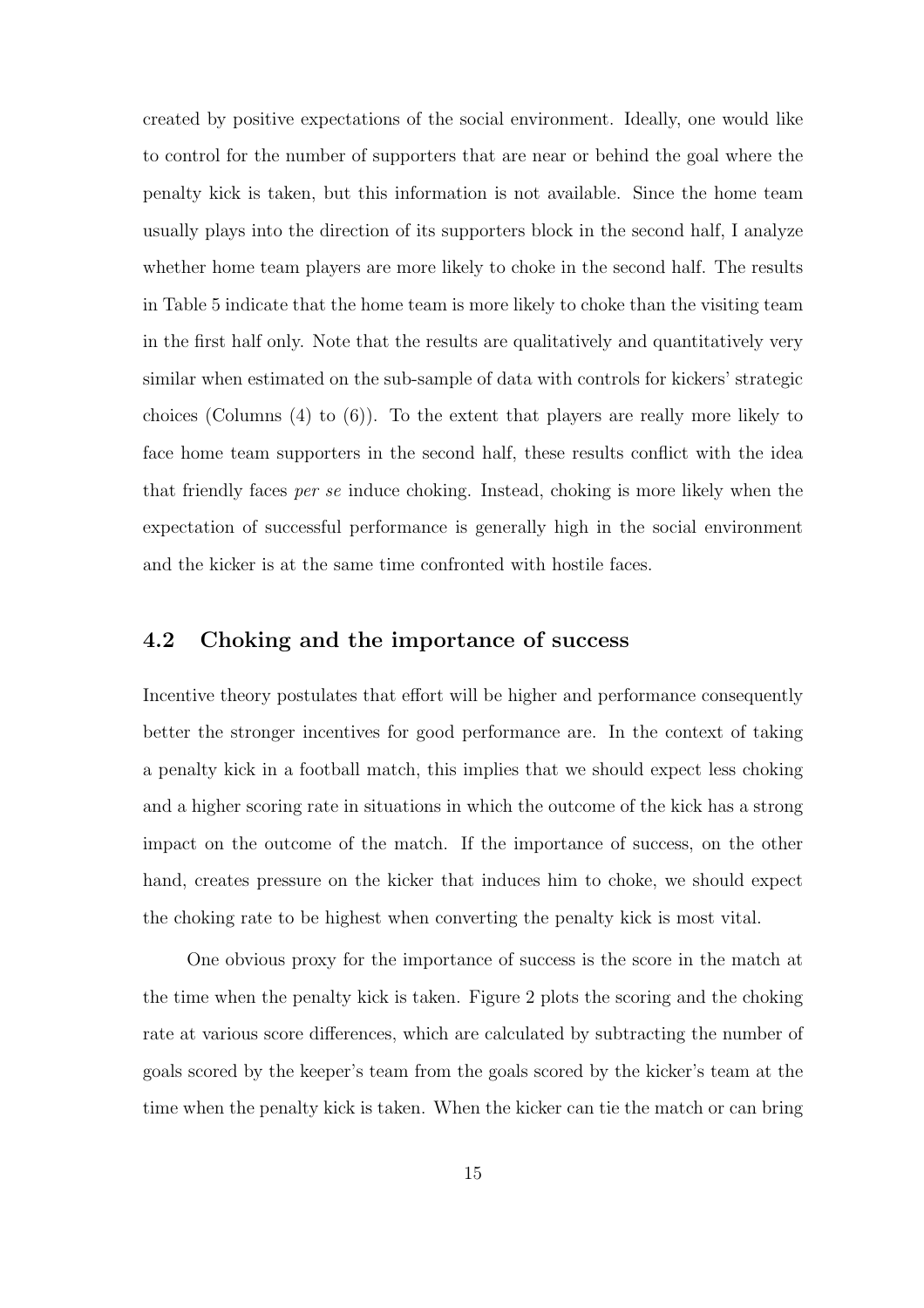created by positive expectations of the social environment. Ideally, one would like to control for the number of supporters that are near or behind the goal where the penalty kick is taken, but this information is not available. Since the home team usually plays into the direction of its supporters block in the second half, I analyze whether home team players are more likely to choke in the second half. The results in Table 5 indicate that the home team is more likely to choke than the visiting team in the first half only. Note that the results are qualitatively and quantitatively very similar when estimated on the sub-sample of data with controls for kickers' strategic choices (Columns (4) to (6)). To the extent that players are really more likely to face home team supporters in the second half, these results conflict with the idea that friendly faces *per se* induce choking. Instead, choking is more likely when the expectation of successful performance is generally high in the social environment and the kicker is at the same time confronted with hostile faces.

## 4.2 Choking and the importance of success

Incentive theory postulates that effort will be higher and performance consequently better the stronger incentives for good performance are. In the context of taking a penalty kick in a football match, this implies that we should expect less choking and a higher scoring rate in situations in which the outcome of the kick has a strong impact on the outcome of the match. If the importance of success, on the other hand, creates pressure on the kicker that induces him to choke, we should expect the choking rate to be highest when converting the penalty kick is most vital.

One obvious proxy for the importance of success is the score in the match at the time when the penalty kick is taken. Figure 2 plots the scoring and the choking rate at various score differences, which are calculated by subtracting the number of goals scored by the keeper's team from the goals scored by the kicker's team at the time when the penalty kick is taken. When the kicker can tie the match or can bring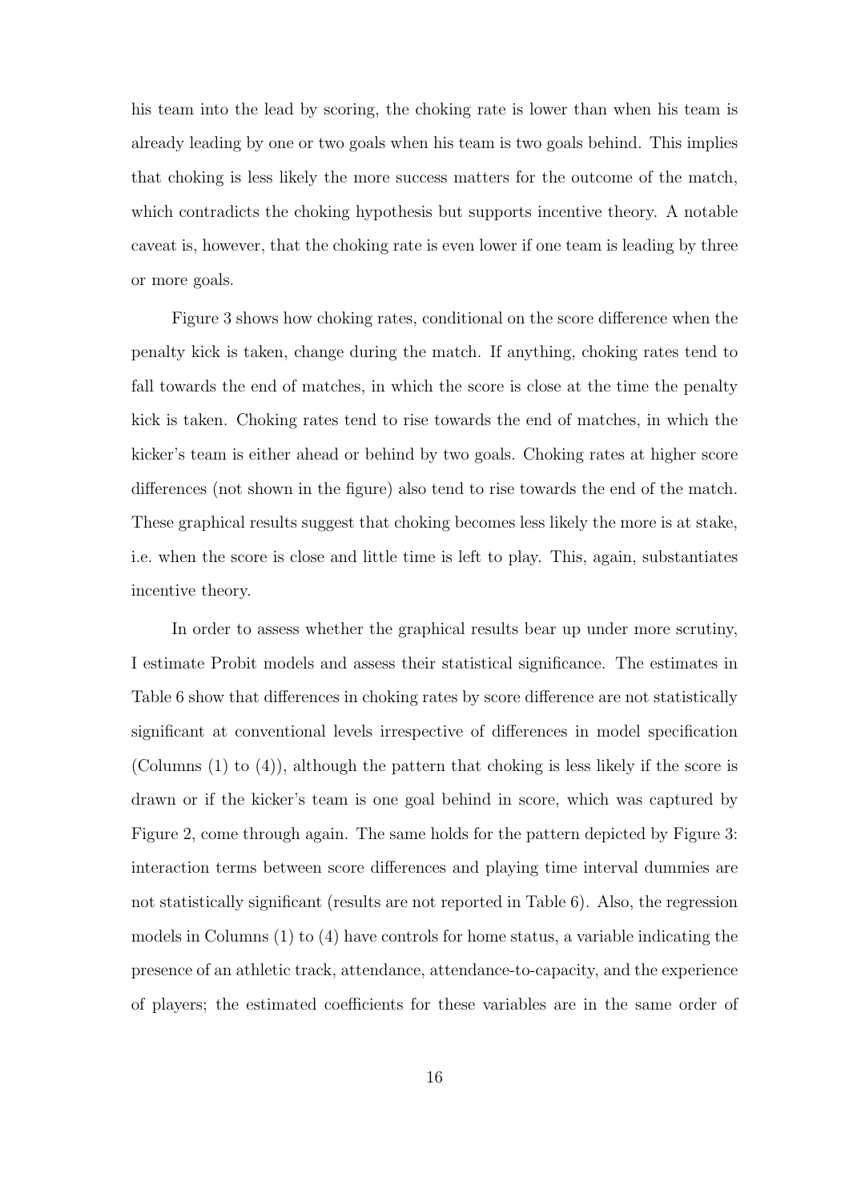his team into the lead by scoring, the choking rate is lower than when his team is already leading by one or two goals when his team is two goals behind. This implies that choking is less likely the more success matters for the outcome of the match, which contradicts the choking hypothesis but supports incentive theory. A notable caveat is, however, that the choking rate is even lower if one team is leading by three or more goals.

Figure 3 shows how choking rates, conditional on the score difference when the penalty kick is taken, change during the match. If anything, choking rates tend to fall towards the end of matches, in which the score is close at the time the penalty kick is taken. Choking rates tend to rise towards the end of matches, in which the kicker's team is either ahead or behind by two goals. Choking rates at higher score differences (not shown in the figure) also tend to rise towards the end of the match. These graphical results suggest that choking becomes less likely the more is at stake, i.e. when the score is close and little time is left to play. This, again, substantiates incentive theory.

In order to assess whether the graphical results bear up under more scrutiny, I estimate Probit models and assess their statistical significance. The estimates in Table 6 show that differences in choking rates by score difference are not statistically significant at conventional levels irrespective of differences in model specification (Columns (1) to (4)), although the pattern that choking is less likely if the score is drawn or if the kicker's team is one goal behind in score, which was captured by Figure 2, come through again. The same holds for the pattern depicted by Figure 3: interaction terms between score differences and playing time interval dummies are not statistically significant (results are not reported in Table 6). Also, the regression models in Columns (1) to (4) have controls for home status, a variable indicating the presence of an athletic track, attendance, attendance-to-capacity, and the experience of players; the estimated coefficients for these variables are in the same order of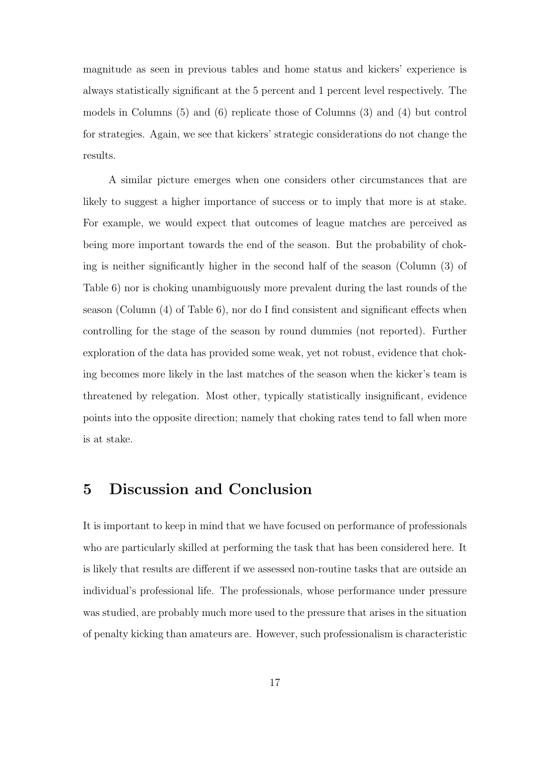magnitude as seen in previous tables and home status and kickers' experience is always statistically significant at the 5 percent and 1 percent level respectively. The models in Columns (5) and (6) replicate those of Columns (3) and (4) but control for strategies. Again, we see that kickers' strategic considerations do not change the results.

A similar picture emerges when one considers other circumstances that are likely to suggest a higher importance of success or to imply that more is at stake. For example, we would expect that outcomes of league matches are perceived as being more important towards the end of the season. But the probability of choking is neither significantly higher in the second half of the season (Column (3) of Table 6) nor is choking unambiguously more prevalent during the last rounds of the season (Column (4) of Table 6), nor do I find consistent and significant effects when controlling for the stage of the season by round dummies (not reported). Further exploration of the data has provided some weak, yet not robust, evidence that choking becomes more likely in the last matches of the season when the kicker's team is threatened by relegation. Most other, typically statistically insignificant, evidence points into the opposite direction; namely that choking rates tend to fall when more is at stake.

# 5 Discussion and Conclusion

It is important to keep in mind that we have focused on performance of professionals who are particularly skilled at performing the task that has been considered here. It is likely that results are different if we assessed non-routine tasks that are outside an individual's professional life. The professionals, whose performance under pressure was studied, are probably much more used to the pressure that arises in the situation of penalty kicking than amateurs are. However, such professionalism is characteristic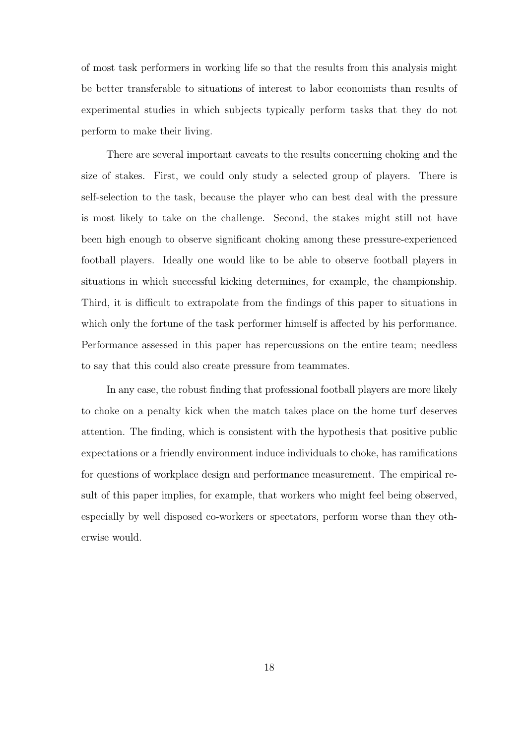of most task performers in working life so that the results from this analysis might be better transferable to situations of interest to labor economists than results of experimental studies in which subjects typically perform tasks that they do not perform to make their living.

There are several important caveats to the results concerning choking and the size of stakes. First, we could only study a selected group of players. There is self-selection to the task, because the player who can best deal with the pressure is most likely to take on the challenge. Second, the stakes might still not have been high enough to observe significant choking among these pressure-experienced football players. Ideally one would like to be able to observe football players in situations in which successful kicking determines, for example, the championship. Third, it is difficult to extrapolate from the findings of this paper to situations in which only the fortune of the task performer himself is affected by his performance. Performance assessed in this paper has repercussions on the entire team; needless to say that this could also create pressure from teammates.

In any case, the robust finding that professional football players are more likely to choke on a penalty kick when the match takes place on the home turf deserves attention. The finding, which is consistent with the hypothesis that positive public expectations or a friendly environment induce individuals to choke, has ramifications for questions of workplace design and performance measurement. The empirical result of this paper implies, for example, that workers who might feel being observed, especially by well disposed co-workers or spectators, perform worse than they otherwise would.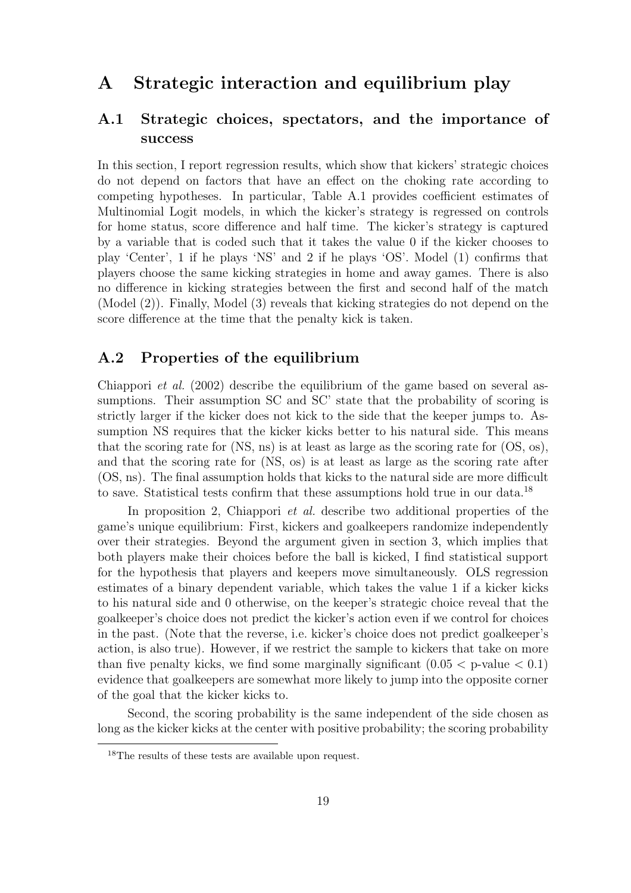# A Strategic interaction and equilibrium play

## A.1 Strategic choices, spectators, and the importance of success

In this section, I report regression results, which show that kickers' strategic choices do not depend on factors that have an effect on the choking rate according to competing hypotheses. In particular, Table A.1 provides coefficient estimates of Multinomial Logit models, in which the kicker's strategy is regressed on controls for home status, score difference and half time. The kicker's strategy is captured by a variable that is coded such that it takes the value 0 if the kicker chooses to play 'Center', 1 if he plays 'NS' and 2 if he plays 'OS'. Model (1) confirms that players choose the same kicking strategies in home and away games. There is also no difference in kicking strategies between the first and second half of the match (Model (2)). Finally, Model (3) reveals that kicking strategies do not depend on the score difference at the time that the penalty kick is taken.

## A.2 Properties of the equilibrium

Chiappori *et al.* (2002) describe the equilibrium of the game based on several assumptions. Their assumption SC and SC' state that the probability of scoring is strictly larger if the kicker does not kick to the side that the keeper jumps to. Assumption NS requires that the kicker kicks better to his natural side. This means that the scoring rate for (NS, ns) is at least as large as the scoring rate for (OS, os), and that the scoring rate for (NS, os) is at least as large as the scoring rate after (OS, ns). The final assumption holds that kicks to the natural side are more difficult to save. Statistical tests confirm that these assumptions hold true in our data.[18]

In proposition 2, Chiappori *et al.* describe two additional properties of the game's unique equilibrium: First, kickers and goalkeepers randomize independently over their strategies. Beyond the argument given in section 3, which implies that both players make their choices before the ball is kicked, I find statistical support for the hypothesis that players and keepers move simultaneously. OLS regression estimates of a binary dependent variable, which takes the value 1 if a kicker kicks to his natural side and 0 otherwise, on the keeper's strategic choice reveal that the goalkeeper's choice does not predict the kicker's action even if we control for choices in the past. (Note that the reverse, i.e. kicker's choice does not predict goalkeeper's action, is also true). However, if we restrict the sample to kickers that take on more than five penalty kicks, we find some marginally significant ($0.05 <$ p-value $< 0.1$) evidence that goalkeepers are somewhat more likely to jump into the opposite corner of the goal that the kicker kicks to.

Second, the scoring probability is the same independent of the side chosen as long as the kicker kicks at the center with positive probability; the scoring probability

[18] The results of these tests are available upon request.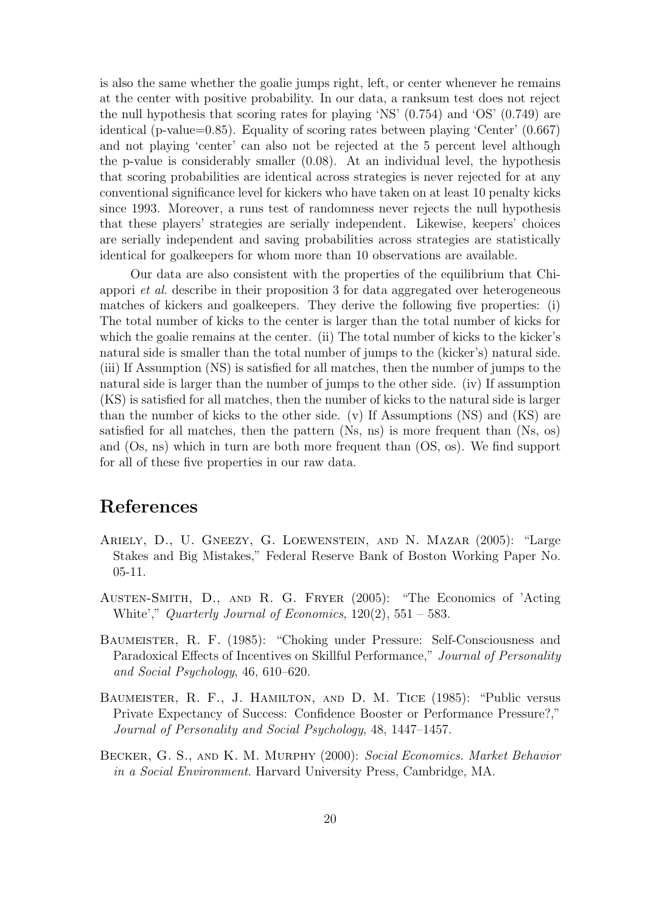is also the same whether the goalie jumps right, left, or center whenever he remains at the center with positive probability. In our data, a ranksum test does not reject the null hypothesis that scoring rates for playing 'NS' (0.754) and 'OS' (0.749) are identical (p-value=0.85). Equality of scoring rates between playing 'Center' (0.667) and not playing 'center' can also not be rejected at the 5 percent level although the p-value is considerably smaller (0.08). At an individual level, the hypothesis that scoring probabilities are identical across strategies is never rejected for at any conventional significance level for kickers who have taken on at least 10 penalty kicks since 1993. Moreover, a runs test of randomness never rejects the null hypothesis that these players' strategies are serially independent. Likewise, keepers' choices are serially independent and saving probabilities across strategies are statistically identical for goalkeepers for whom more than 10 observations are available.

Our data are also consistent with the properties of the equilibrium that Chiappori *et al.* describe in their proposition 3 for data aggregated over heterogeneous matches of kickers and goalkeepers. They derive the following five properties: (i) The total number of kicks to the center is larger than the total number of kicks for which the goalie remains at the center. (ii) The total number of kicks to the kicker's natural side is smaller than the total number of jumps to the (kicker's) natural side. (iii) If Assumption (NS) is satisfied for all matches, then the number of jumps to the natural side is larger than the number of jumps to the other side. (iv) If assumption (KS) is satisfied for all matches, then the number of kicks to the natural side is larger than the number of kicks to the other side. (v) If Assumptions (NS) and (KS) are satisfied for all matches, then the pattern (Ns, ns) is more frequent than (Ns, os) and (Os, ns) which in turn are both more frequent than (OS, os). We find support for all of these five properties in our raw data.

# References

Ariely, D., U. Gneezy, G. Loewenstein, and N. Mazar (2005): "Large Stakes and Big Mistakes," Federal Reserve Bank of Boston Working Paper No. 05-11.

Austen-Smith, D., and R. G. Fryer (2005): "The Economics of 'Acting White'," *Quarterly Journal of Economics*, 120(2), 551 – 583.

Baumeister, R. F. (1985): "Choking under Pressure: Self-Consciousness and Paradoxical Effects of Incentives on Skillful Performance," *Journal of Personality and Social Psychology*, 46, 610–620.

Baumeister, R. F., J. Hamilton, and D. M. Tice (1985): "Public versus Private Expectancy of Success: Confidence Booster or Performance Pressure?," *Journal of Personality and Social Psychology*, 48, 1447–1457.

Becker, G. S., and K. M. Murphy (2000): *Social Economics. Market Behavior in a Social Environment*. Harvard University Press, Cambridge, MA.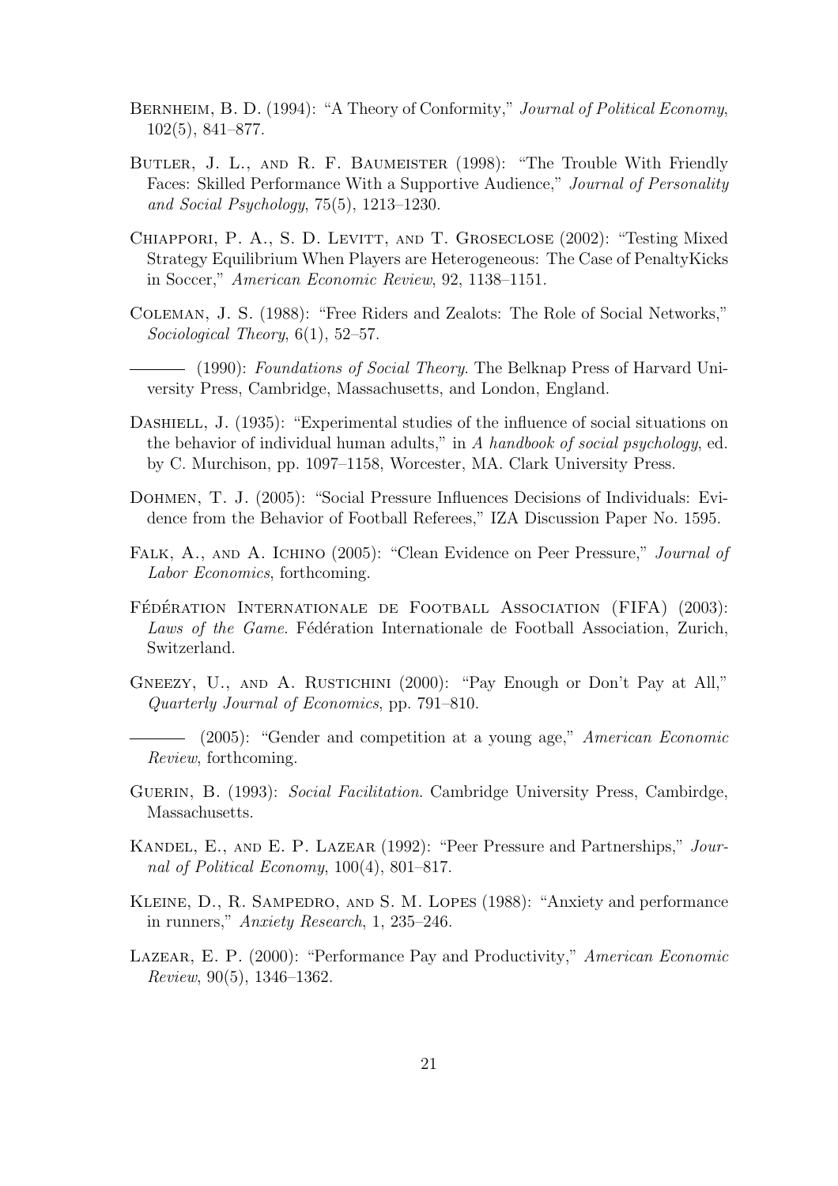Bernheim, B. D. (1994): "A Theory of Conformity," *Journal of Political Economy*, 102(5), 841–877.

Butler, J. L., and R. F. Baumeister (1998): "The Trouble With Friendly Faces: Skilled Performance With a Supportive Audience," *Journal of Personality and Social Psychology*, 75(5), 1213–1230.

Chiappori, P. A., S. D. Levitt, and T. Groseclose (2002): "Testing Mixed Strategy Equilibrium When Players are Heterogeneous: The Case of PenaltyKicks in Soccer," *American Economic Review*, 92, 1138–1151.

Coleman, J. S. (1988): "Free Riders and Zealots: The Role of Social Networks," *Sociological Theory*, 6(1), 52–57.

——— (1990): *Foundations of Social Theory*. The Belknap Press of Harvard University Press, Cambridge, Massachusetts, and London, England.

Dashiell, J. (1935): "Experimental studies of the influence of social situations on the behavior of individual human adults," in *A handbook of social psychology*, ed. by C. Murchison, pp. 1097–1158, Worcester, MA. Clark University Press.

Dohmen, T. J. (2005): "Social Pressure Influences Decisions of Individuals: Evidence from the Behavior of Football Referees," IZA Discussion Paper No. 1595.

Falk, A., and A. Ichino (2005): "Clean Evidence on Peer Pressure," *Journal of Labor Economics*, forthcoming.

Fédération Internationale de Football Association (FIFA) (2003): *Laws of the Game*. Fédération Internationale de Football Association, Zurich, Switzerland.

Gneezy, U., and A. Rustichini (2000): "Pay Enough or Don't Pay at All," *Quarterly Journal of Economics*, pp. 791–810.

——— (2005): "Gender and competition at a young age," *American Economic Review*, forthcoming.

Guerin, B. (1993): *Social Facilitation*. Cambridge University Press, Cambirdge, Massachusetts.

Kandel, E., and E. P. Lazear (1992): "Peer Pressure and Partnerships," *Journal of Political Economy*, 100(4), 801–817.

Kleine, D., R. Sampedro, and S. M. Lopes (1988): "Anxiety and performance in runners," *Anxiety Research*, 1, 235–246.

Lazear, E. P. (2000): "Performance Pay and Productivity," *American Economic Review*, 90(5), 1346–1362.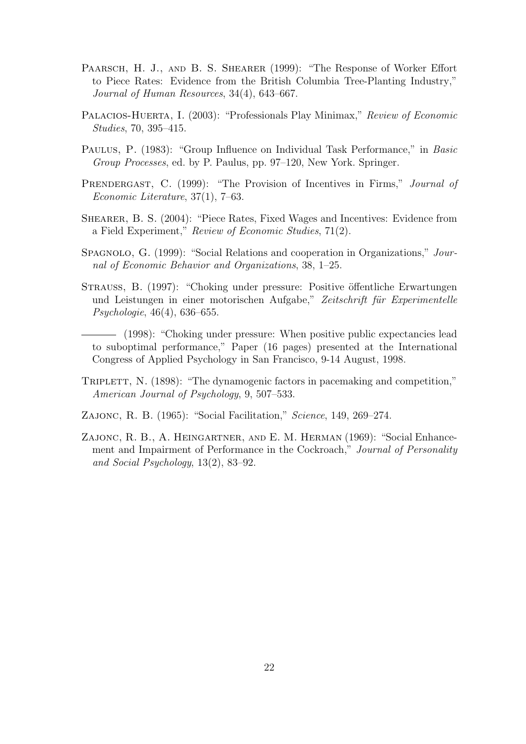Paarsch, H. J., and B. S. Shearer (1999): "The Response of Worker Effort to Piece Rates: Evidence from the British Columbia Tree-Planting Industry," *Journal of Human Resources*, 34(4), 643–667.

Palacios-Huerta, I. (2003): "Professionals Play Minimax," *Review of Economic Studies*, 70, 395–415.

Paulus, P. (1983): "Group Influence on Individual Task Performance," in *Basic Group Processes*, ed. by P. Paulus, pp. 97–120, New York. Springer.

Prendergast, C. (1999): "The Provision of Incentives in Firms," *Journal of Economic Literature*, 37(1), 7–63.

Shearer, B. S. (2004): "Piece Rates, Fixed Wages and Incentives: Evidence from a Field Experiment," *Review of Economic Studies*, 71(2).

Spagnolo, G. (1999): "Social Relations and cooperation in Organizations," *Journal of Economic Behavior and Organizations*, 38, 1–25.

Strauss, B. (1997): "Choking under pressure: Positive öffentliche Erwartungen und Leistungen in einer motorischen Aufgabe," *Zeitschrift für Experimentelle Psychologie*, 46(4), 636–655.

——— (1998): "Choking under pressure: When positive public expectancies lead to suboptimal performance," Paper (16 pages) presented at the International Congress of Applied Psychology in San Francisco, 9-14 August, 1998.

Triplett, N. (1898): "The dynamogenic factors in pacemaking and competition," *American Journal of Psychology*, 9, 507–533.

Zajonc, R. B. (1965): "Social Facilitation," *Science*, 149, 269–274.

Zajonc, R. B., A. Heingartner, and E. M. Herman (1969): "Social Enhancement and Impairment of Performance in the Cockroach," *Journal of Personality and Social Psychology*, 13(2), 83–92.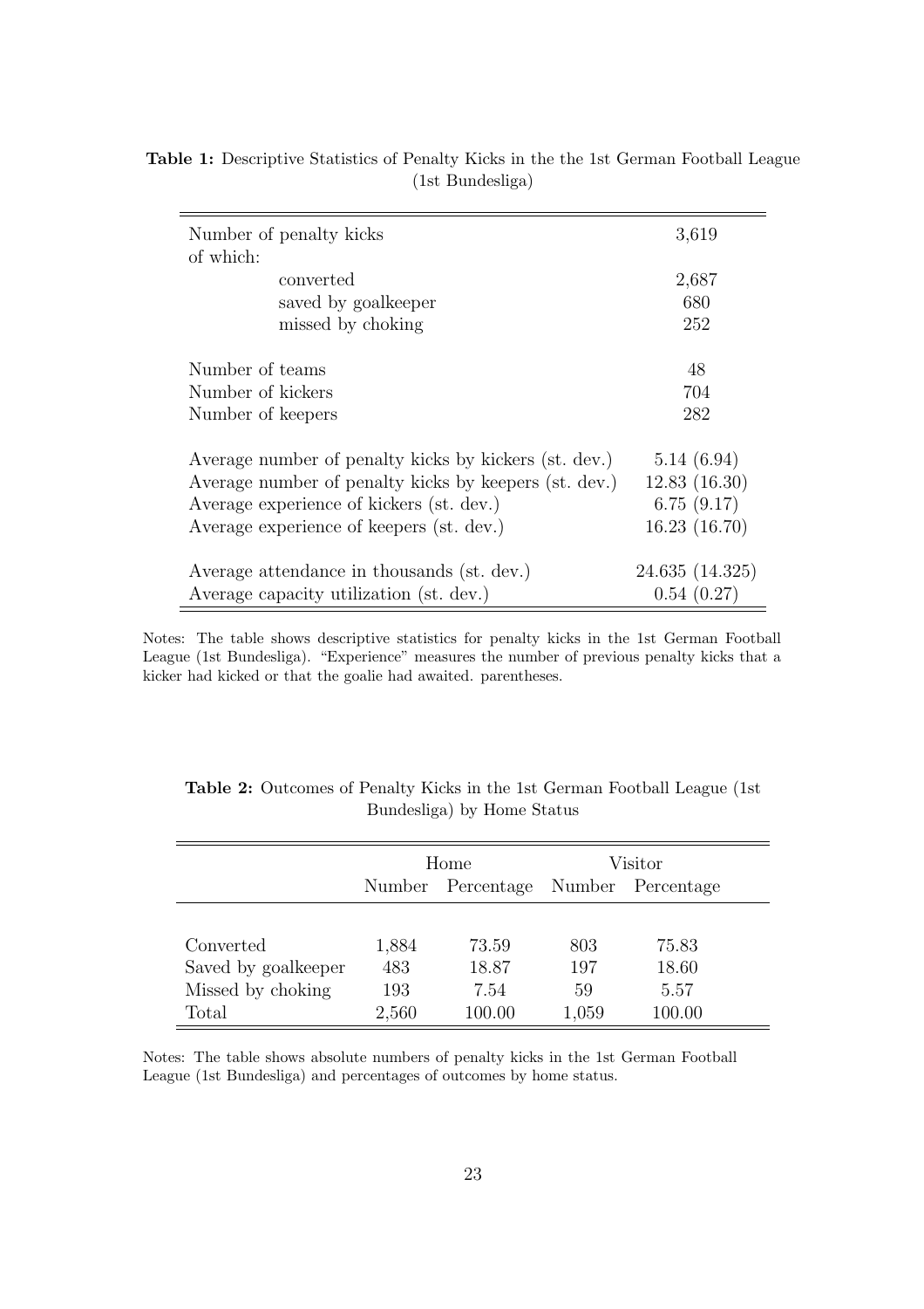**Table 1:** Descriptive Statistics of Penalty Kicks in the the 1st German Football League (1st Bundesliga)

| | |
|---|---|
| Number of penalty kicks | 3,619 |
| of which: | |
| converted | 2,687 |
| saved by goalkeeper | 680 |
| missed by choking | 252 |
| Number of teams | 48 |
| Number of kickers | 704 |
| Number of keepers | 282 |
| Average number of penalty kicks by kickers (st. dev.) | 5.14 (6.94) |
| Average number of penalty kicks by keepers (st. dev.) | 12.83 (16.30) |
| Average experience of kickers (st. dev.) | 6.75 (9.17) |
| Average experience of keepers (st. dev.) | 16.23 (16.70) |
| Average attendance in thousands (st. dev.) | 24.635 (14.325) |
| Average capacity utilization (st. dev.) | 0.54 (0.27) |

Notes: The table shows descriptive statistics for penalty kicks in the 1st German Football League (1st Bundesliga). "Experience" measures the number of previous penalty kicks that a kicker had kicked or that the goalie had awaited. parentheses.

**Table 2:** Outcomes of Penalty Kicks in the 1st German Football League (1st Bundesliga) by Home Status

| | Home | | Visitor | |
|---|---|---|---|---|
| | Number | Percentage | Number | Percentage |
| Converted | 1,884 | 73.59 | 803 | 75.83 |
| Saved by goalkeeper | 483 | 18.87 | 197 | 18.60 |
| Missed by choking | 193 | 7.54 | 59 | 5.57 |
| Total | 2,560 | 100.00 | 1,059 | 100.00 |

Notes: The table shows absolute numbers of penalty kicks in the 1st German Football League (1st Bundesliga) and percentages of outcomes by home status.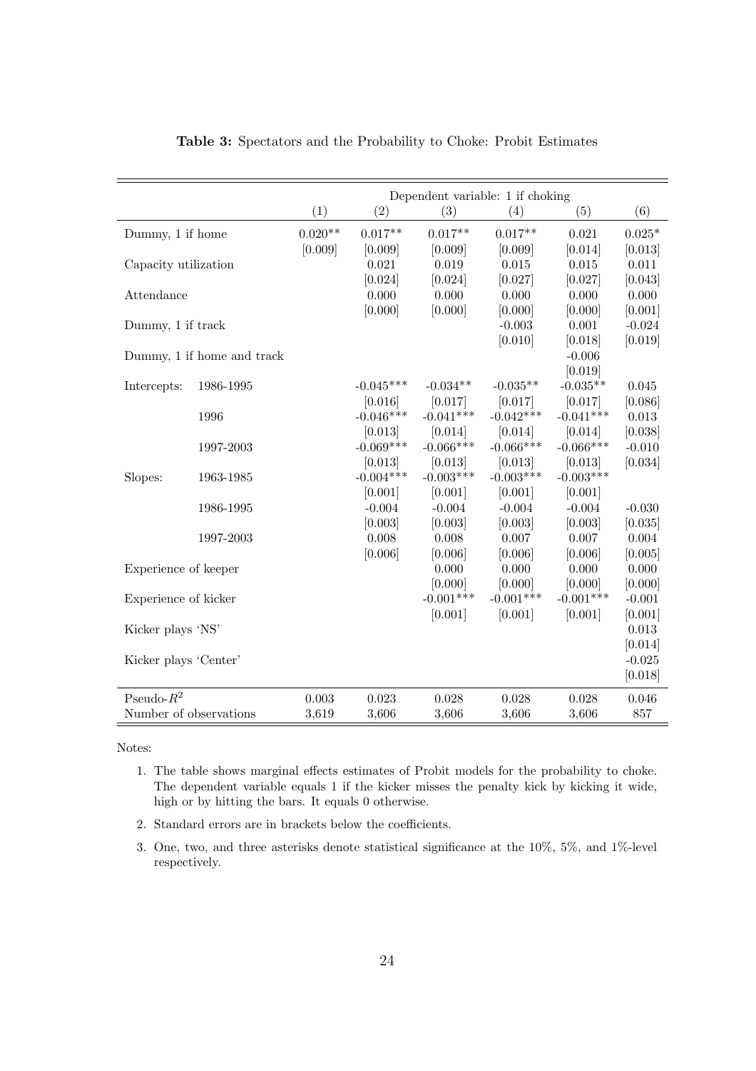**Table 3:** Spectators and the Probability to Choke: Probit Estimates

| | | Dependent variable: 1 if choking | | | | | |
|---|---|---|---|---|---|---|---|
| | | (1) | (2) | (3) | (4) | (5) | (6) |
| Dummy, 1 if home | | 0.020** | 0.017** | 0.017** | 0.017** | 0.021 | 0.025* |
| | | [0.009] | [0.009] | [0.009] | [0.009] | [0.014] | [0.013] |
| Capacity utilization | | | 0.021 | 0.019 | 0.015 | 0.015 | 0.011 |
| | | | [0.024] | [0.024] | [0.027] | [0.027] | [0.043] |
| Attendance | | | 0.000 | 0.000 | 0.000 | 0.000 | 0.000 |
| | | | [0.000] | [0.000] | [0.000] | [0.000] | [0.001] |
| Dummy, 1 if track | | | | | -0.003 | 0.001 | -0.024 |
| | | | | | [0.010] | [0.018] | [0.019] |
| Dummy, 1 if home and track | | | | | | -0.006 | |
| | | | | | | [0.019] | |
| Intercepts: | 1986-1995 | | -0.045*** | -0.034** | -0.035** | -0.035** | 0.045 |
| | | | [0.016] | [0.017] | [0.017] | [0.017] | [0.086] |
| | 1996 | | -0.046*** | -0.041*** | -0.042*** | -0.041*** | 0.013 |
| | | | [0.013] | [0.014] | [0.014] | [0.014] | [0.038] |
| | 1997-2003 | | -0.069*** | -0.066*** | -0.066*** | -0.066*** | -0.010 |
| | | | [0.013] | [0.013] | [0.013] | [0.013] | [0.034] |
| Slopes: | 1963-1985 | | -0.004*** | -0.003*** | -0.003*** | -0.003*** | |
| | | | [0.001] | [0.001] | [0.001] | [0.001] | |
| | 1986-1995 | | -0.004 | -0.004 | -0.004 | -0.004 | -0.030 |
| | | | [0.003] | [0.003] | [0.003] | [0.003] | [0.035] |
| | 1997-2003 | | 0.008 | 0.008 | 0.007 | 0.007 | 0.004 |
| | | | [0.006] | [0.006] | [0.006] | [0.006] | [0.005] |
| Experience of keeper | | | | 0.000 | 0.000 | 0.000 | 0.000 |
| | | | | [0.000] | [0.000] | [0.000] | [0.000] |
| Experience of kicker | | | | -0.001*** | -0.001*** | -0.001*** | -0.001 |
| | | | | [0.001] | [0.001] | [0.001] | [0.001] |
| Kicker plays 'NS' | | | | | | | 0.013 |
| | | | | | | | [0.014] |
| Kicker plays 'Center' | | | | | | | -0.025 |
| | | | | | | | [0.018] |
| Pseudo-$R^2$ | | 0.003 | 0.023 | 0.028 | 0.028 | 0.028 | 0.046 |
| Number of observations | | 3,619 | 3,606 | 3,606 | 3,606 | 3,606 | 857 |

Notes:

1. The table shows marginal effects estimates of Probit models for the probability to choke. The dependent variable equals 1 if the kicker misses the penalty kick by kicking it wide, high or by hitting the bars. It equals 0 otherwise.
2. Standard errors are in brackets below the coefficients.
3. One, two, and three asterisks denote statistical significance at the 10%, 5%, and 1%-level respectively.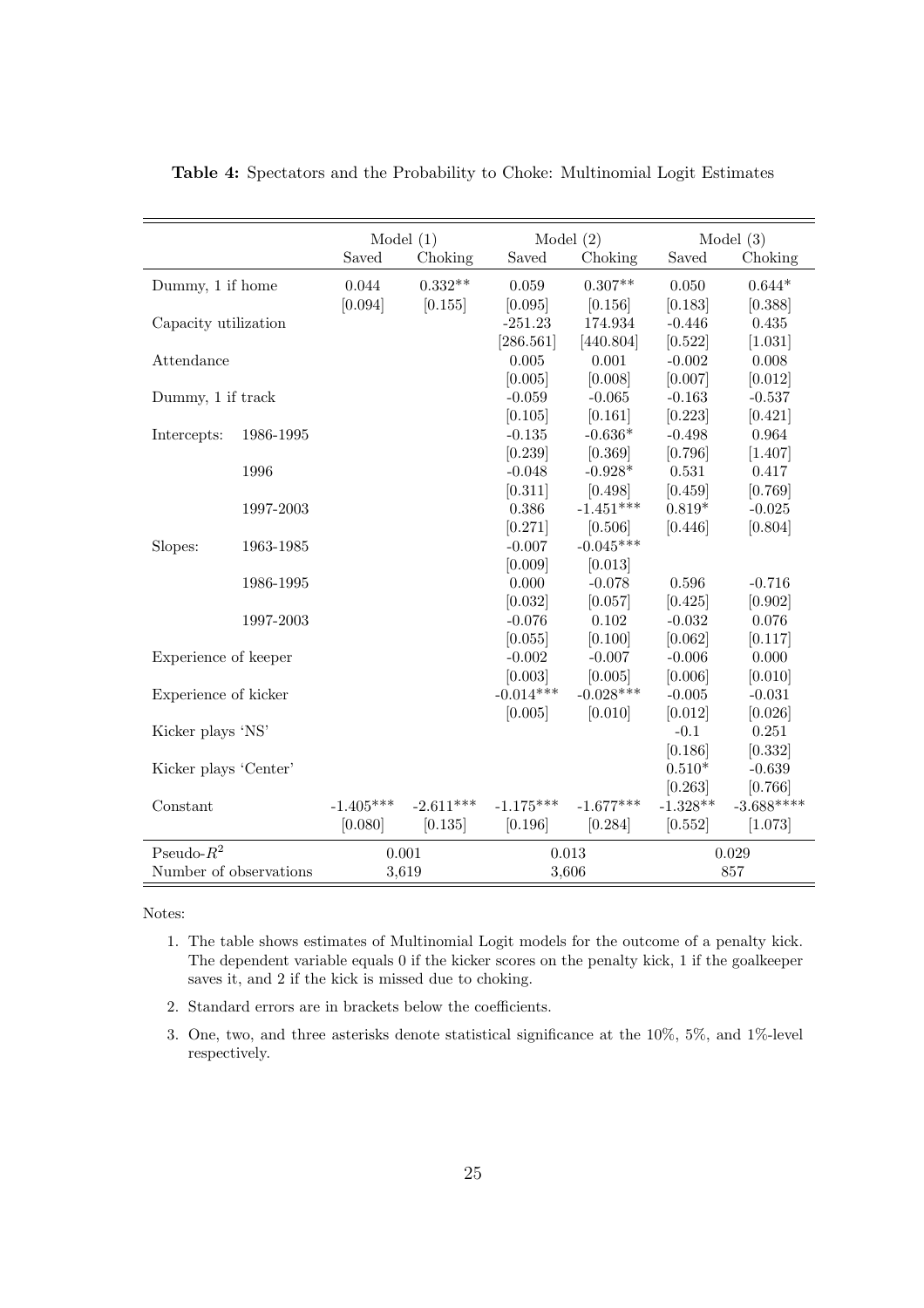**Table 4:** Spectators and the Probability to Choke: Multinomial Logit Estimates

| | | Model (1) | | Model (2) | | Model (3) | |
|---|---|---|---|---|---|---|---|
| | | Saved | Choking | Saved | Choking | Saved | Choking |
| Dummy, 1 if home | | 0.044 | 0.332** | 0.059 | 0.307** | 0.050 | 0.644* |
| | | [0.094] | [0.155] | [0.095] | [0.156] | [0.183] | [0.388] |
| Capacity utilization | | | | -251.23 | 174.934 | -0.446 | 0.435 |
| | | | | [286.561] | [440.804] | [0.522] | [1.031] |
| Attendance | | | | 0.005 | 0.001 | -0.002 | 0.008 |
| | | | | [0.005] | [0.008] | [0.007] | [0.012] |
| Dummy, 1 if track | | | | -0.059 | -0.065 | -0.163 | -0.537 |
| | | | | [0.105] | [0.161] | [0.223] | [0.421] |
| Intercepts: | 1986-1995 | | | -0.135 | -0.636* | -0.498 | 0.964 |
| | | | | [0.239] | [0.369] | [0.796] | [1.407] |
| | 1996 | | | -0.048 | -0.928* | 0.531 | 0.417 |
| | | | | [0.311] | [0.498] | [0.459] | [0.769] |
| | 1997-2003 | | | 0.386 | -1.451*** | 0.819* | -0.025 |
| | | | | [0.271] | [0.506] | [0.446] | [0.804] |
| Slopes: | 1963-1985 | | | -0.007 | -0.045*** | | |
| | | | | [0.009] | [0.013] | | |
| | 1986-1995 | | | 0.000 | -0.078 | 0.596 | -0.716 |
| | | | | [0.032] | [0.057] | [0.425] | [0.902] |
| | 1997-2003 | | | -0.076 | 0.102 | -0.032 | 0.076 |
| | | | | [0.055] | [0.100] | [0.062] | [0.117] |
| Experience of keeper | | | | -0.002 | -0.007 | -0.006 | 0.000 |
| | | | | [0.003] | [0.005] | [0.006] | [0.010] |
| Experience of kicker | | | | -0.014*** | -0.028*** | -0.005 | -0.031 |
| | | | | [0.005] | [0.010] | [0.012] | [0.026] |
| Kicker plays 'NS' | | | | | | -0.1 | 0.251 |
| | | | | | | [0.186] | [0.332] |
| Kicker plays 'Center' | | | | | | 0.510* | -0.639 |
| | | | | | | [0.263] | [0.766] |
| Constant | | -1.405*** | -2.611*** | -1.175*** | -1.677*** | -1.328** | -3.688**** |
| | | [0.080] | [0.135] | [0.196] | [0.284] | [0.552] | [1.073] |
| Pseudo-$R^2$ | | 0.001 | | 0.013 | | 0.029 | |
| Number of observations | | 3,619 | | 3,606 | | 857 | |

Notes:

1. The table shows estimates of Multinomial Logit models for the outcome of a penalty kick. The dependent variable equals 0 if the kicker scores on the penalty kick, 1 if the goalkeeper saves it, and 2 if the kick is missed due to choking.
2. Standard errors are in brackets below the coefficients.
3. One, two, and three asterisks denote statistical significance at the 10%, 5%, and 1%-level respectively.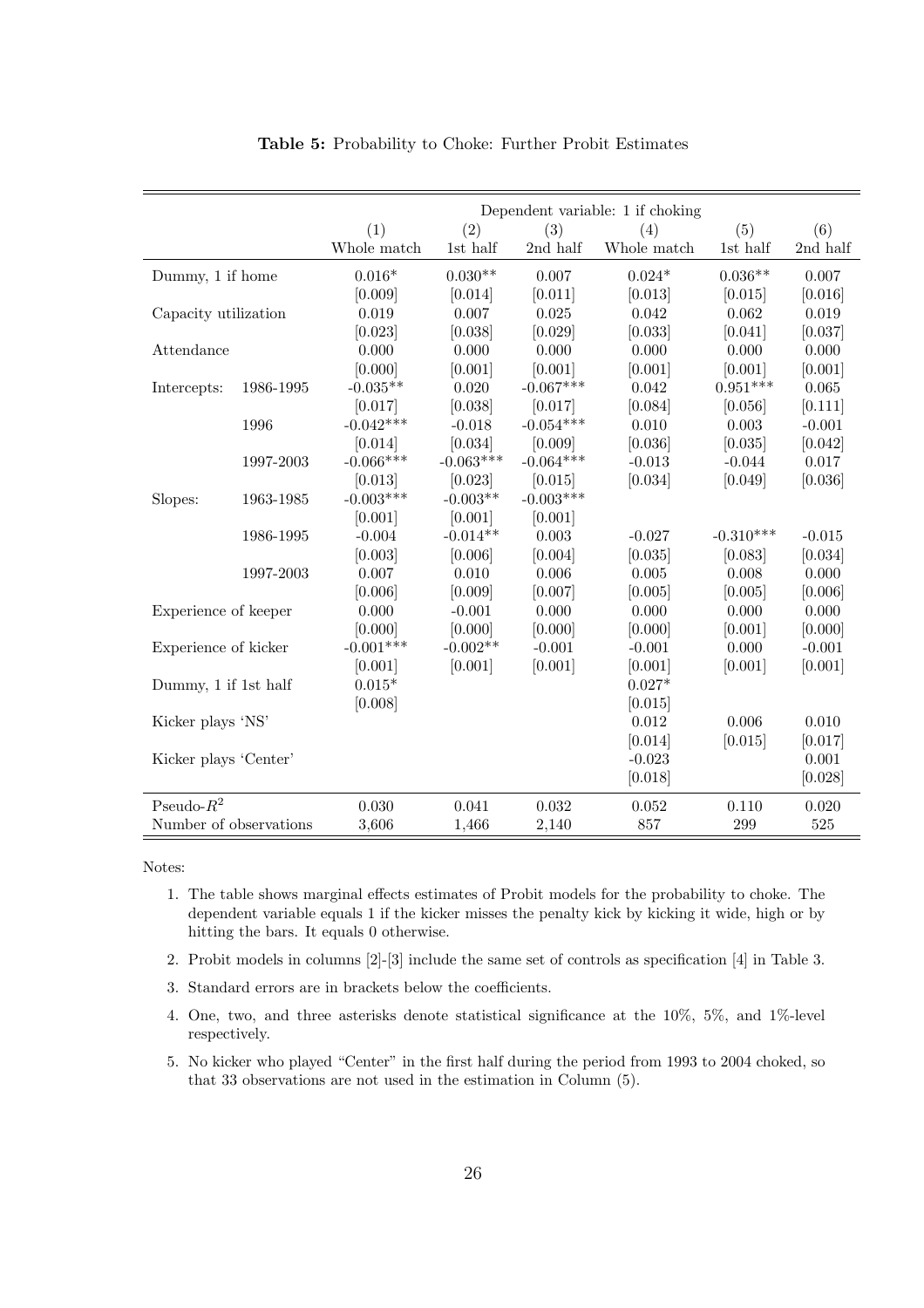**Table 5:** Probability to Choke: Further Probit Estimates

| | | Dependent variable: 1 if choking | | | | | |
|---|---|---|---|---|---|---|---|
| | | (1) | (2) | (3) | (4) | (5) | (6) |
| | | Whole match | 1st half | 2nd half | Whole match | 1st half | 2nd half |
| Dummy, 1 if home | | 0.016* | 0.030** | 0.007 | 0.024* | 0.036** | 0.007 |
| | | [0.009] | [0.014] | [0.011] | [0.013] | [0.015] | [0.016] |
| Capacity utilization | | 0.019 | 0.007 | 0.025 | 0.042 | 0.062 | 0.019 |
| | | [0.023] | [0.038] | [0.029] | [0.033] | [0.041] | [0.037] |
| Attendance | | 0.000 | 0.000 | 0.000 | 0.000 | 0.000 | 0.000 |
| | | [0.000] | [0.001] | [0.001] | [0.001] | [0.001] | [0.001] |
| Intercepts: | 1986-1995 | -0.035** | 0.020 | -0.067*** | 0.042 | 0.951*** | 0.065 |
| | | [0.017] | [0.038] | [0.017] | [0.084] | [0.056] | [0.111] |
| | 1996 | -0.042*** | -0.018 | -0.054*** | 0.010 | 0.003 | -0.001 |
| | | [0.014] | [0.034] | [0.009] | [0.036] | [0.035] | [0.042] |
| | 1997-2003 | -0.066*** | -0.063*** | -0.064*** | -0.013 | -0.044 | 0.017 |
| | | [0.013] | [0.023] | [0.015] | [0.034] | [0.049] | [0.036] |
| Slopes: | 1963-1985 | -0.003*** | -0.003** | -0.003*** | | | |
| | | [0.001] | [0.001] | [0.001] | | | |
| | 1986-1995 | -0.004 | -0.014** | 0.003 | -0.027 | -0.310*** | -0.015 |
| | | [0.003] | [0.006] | [0.004] | [0.035] | [0.083] | [0.034] |
| | 1997-2003 | 0.007 | 0.010 | 0.006 | 0.005 | 0.008 | 0.000 |
| | | [0.006] | [0.009] | [0.007] | [0.005] | [0.005] | [0.006] |
| Experience of keeper | | 0.000 | -0.001 | 0.000 | 0.000 | 0.000 | 0.000 |
| | | [0.000] | [0.000] | [0.000] | [0.000] | [0.001] | [0.000] |
| Experience of kicker | | -0.001*** | -0.002** | -0.001 | -0.001 | 0.000 | -0.001 |
| | | [0.001] | [0.001] | [0.001] | [0.001] | [0.001] | [0.001] |
| Dummy, 1 if 1st half | | 0.015* | | | 0.027* | | |
| | | [0.008] | | | [0.015] | | |
| Kicker plays 'NS' | | | | | 0.012 | 0.006 | 0.010 |
| | | | | | [0.014] | [0.015] | [0.017] |
| Kicker plays 'Center' | | | | | -0.023 | | 0.001 |
| | | | | | [0.018] | | [0.028] |
| Pseudo-$R^2$ | | 0.030 | 0.041 | 0.032 | 0.052 | 0.110 | 0.020 |
| Number of observations | | 3,606 | 1,466 | 2,140 | 857 | 299 | 525 |

Notes:

1. The table shows marginal effects estimates of Probit models for the probability to choke. The dependent variable equals 1 if the kicker misses the penalty kick by kicking it wide, high or by hitting the bars. It equals 0 otherwise.
2. Probit models in columns [2]-[3] include the same set of controls as specification [4] in Table 3.
3. Standard errors are in brackets below the coefficients.
4. One, two, and three asterisks denote statistical significance at the 10%, 5%, and 1%-level respectively.
5. No kicker who played "Center" in the first half during the period from 1993 to 2004 choked, so that 33 observations are not used in the estimation in Column (5).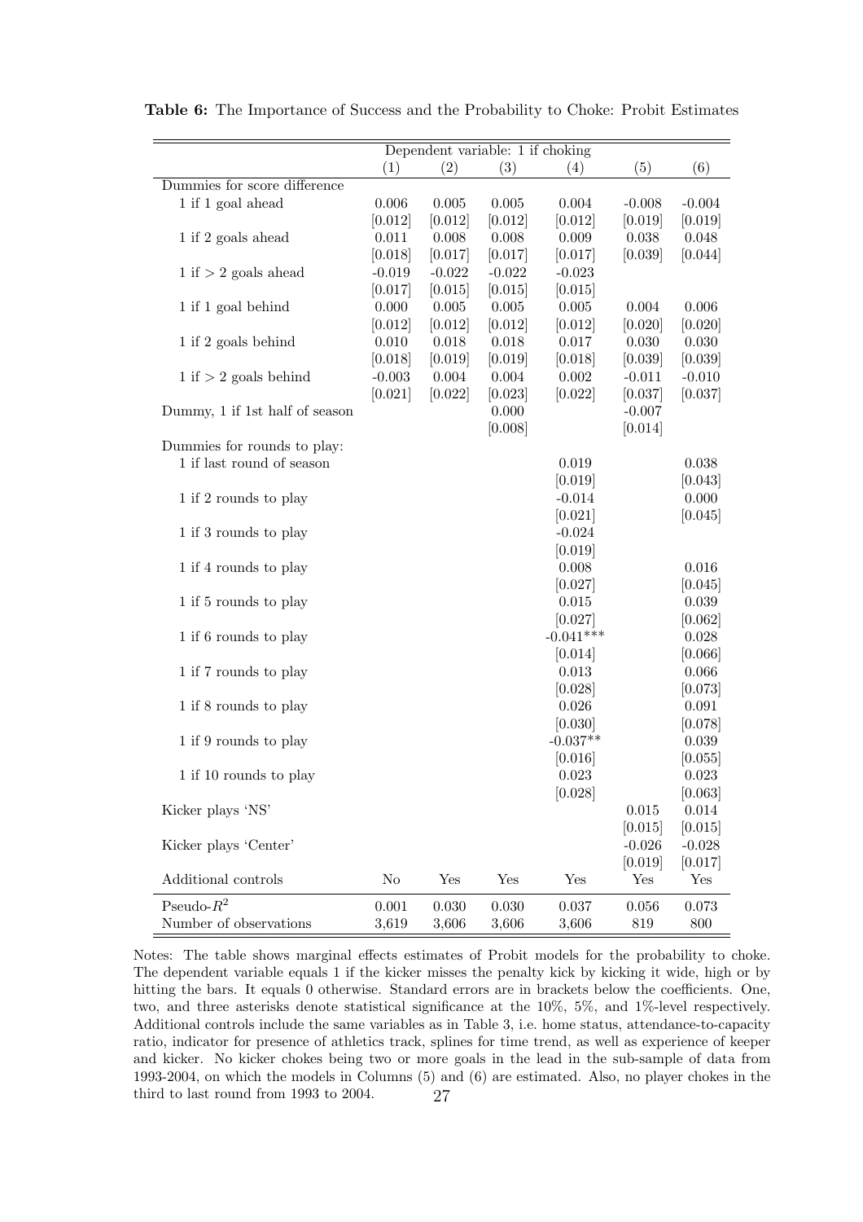**Table 6:** The Importance of Success and the Probability to Choke: Probit Estimates

| | Dependent variable: 1 if choking | | | | | |
|---|---|---|---|---|---|---|
| | (1) | (2) | (3) | (4) | (5) | (6) |
| Dummies for score difference | | | | | | |
| 1 if 1 goal ahead | 0.006 | 0.005 | 0.005 | 0.004 | -0.008 | -0.004 |
| | [0.012] | [0.012] | [0.012] | [0.012] | [0.019] | [0.019] |
| 1 if 2 goals ahead | 0.011 | 0.008 | 0.008 | 0.009 | 0.038 | 0.048 |
| | [0.018] | [0.017] | [0.017] | [0.017] | [0.039] | [0.044] |
| 1 if > 2 goals ahead | -0.019 | -0.022 | -0.022 | -0.023 | | |
| | [0.017] | [0.015] | [0.015] | [0.015] | | |
| 1 if 1 goal behind | 0.000 | 0.005 | 0.005 | 0.005 | 0.004 | 0.006 |
| | [0.012] | [0.012] | [0.012] | [0.012] | [0.020] | [0.020] |
| 1 if 2 goals behind | 0.010 | 0.018 | 0.018 | 0.017 | 0.030 | 0.030 |
| | [0.018] | [0.019] | [0.019] | [0.018] | [0.039] | [0.039] |
| 1 if > 2 goals behind | -0.003 | 0.004 | 0.004 | 0.002 | -0.011 | -0.010 |
| | [0.021] | [0.022] | [0.023] | [0.022] | [0.037] | [0.037] |
| Dummy, 1 if 1st half of season | | | 0.000 | | -0.007 | |
| | | | [0.008] | | [0.014] | |
| Dummies for rounds to play: | | | | | | |
| 1 if last round of season | | | | 0.019 | | 0.038 |
| | | | | [0.019] | | [0.043] |
| 1 if 2 rounds to play | | | | -0.014 | | 0.000 |
| | | | | [0.021] | | [0.045] |
| 1 if 3 rounds to play | | | | -0.024 | | |
| | | | | [0.019] | | |
| 1 if 4 rounds to play | | | | 0.008 | | 0.016 |
| | | | | [0.027] | | [0.045] |
| 1 if 5 rounds to play | | | | 0.015 | | 0.039 |
| | | | | [0.027] | | [0.062] |
| 1 if 6 rounds to play | | | | -0.041*** | | 0.028 |
| | | | | [0.014] | | [0.066] |
| 1 if 7 rounds to play | | | | 0.013 | | 0.066 |
| | | | | [0.028] | | [0.073] |
| 1 if 8 rounds to play | | | | 0.026 | | 0.091 |
| | | | | [0.030] | | [0.078] |
| 1 if 9 rounds to play | | | | -0.037** | | 0.039 |
| | | | | [0.016] | | [0.055] |
| 1 if 10 rounds to play | | | | 0.023 | | 0.023 |
| | | | | [0.028] | | [0.063] |
| Kicker plays 'NS' | | | | | 0.015 | 0.014 |
| | | | | | [0.015] | [0.015] |
| Kicker plays 'Center' | | | | | -0.026 | -0.028 |
| | | | | | [0.019] | [0.017] |
| Additional controls | No | Yes | Yes | Yes | Yes | Yes |
| Pseudo-$R^2$ | 0.001 | 0.030 | 0.030 | 0.037 | 0.056 | 0.073 |
| Number of observations | 3,619 | 3,606 | 3,606 | 3,606 | 819 | 800 |

Notes: The table shows marginal effects estimates of Probit models for the probability to choke. The dependent variable equals 1 if the kicker misses the penalty kick by kicking it wide, high or by hitting the bars. It equals 0 otherwise. Standard errors are in brackets below the coefficients. One, two, and three asterisks denote statistical significance at the 10%, 5%, and 1%-level respectively. Additional controls include the same variables as in Table 3, i.e. home status, attendance-to-capacity ratio, indicator for presence of athletics track, splines for time trend, as well as experience of keeper and kicker. No kicker chokes being two or more goals in the lead in the sub-sample of data from 1993-2004, on which the models in Columns (5) and (6) are estimated. Also, no player chokes in the third to last round from 1993 to 2004.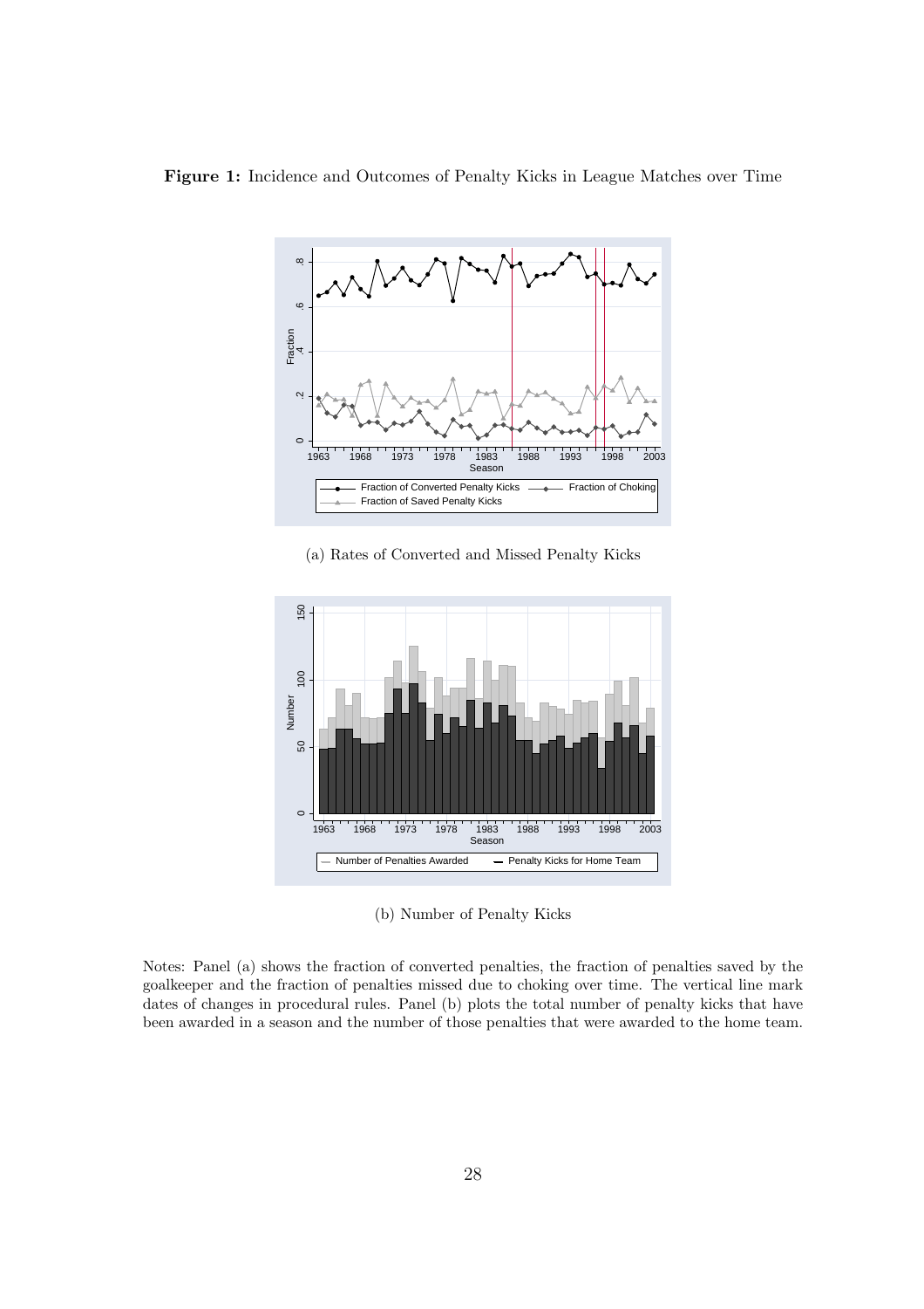**Figure 1:** Incidence and Outcomes of Penalty Kicks in League Matches over Time

(a) Rates of Converted and Missed Penalty Kicks

(b) Number of Penalty Kicks

Notes: Panel (a) shows the fraction of converted penalties, the fraction of penalties saved by the goalkeeper and the fraction of penalties missed due to choking over time. The vertical line mark dates of changes in procedural rules. Panel (b) plots the total number of penalty kicks that have been awarded in a season and the number of those penalties that were awarded to the home team.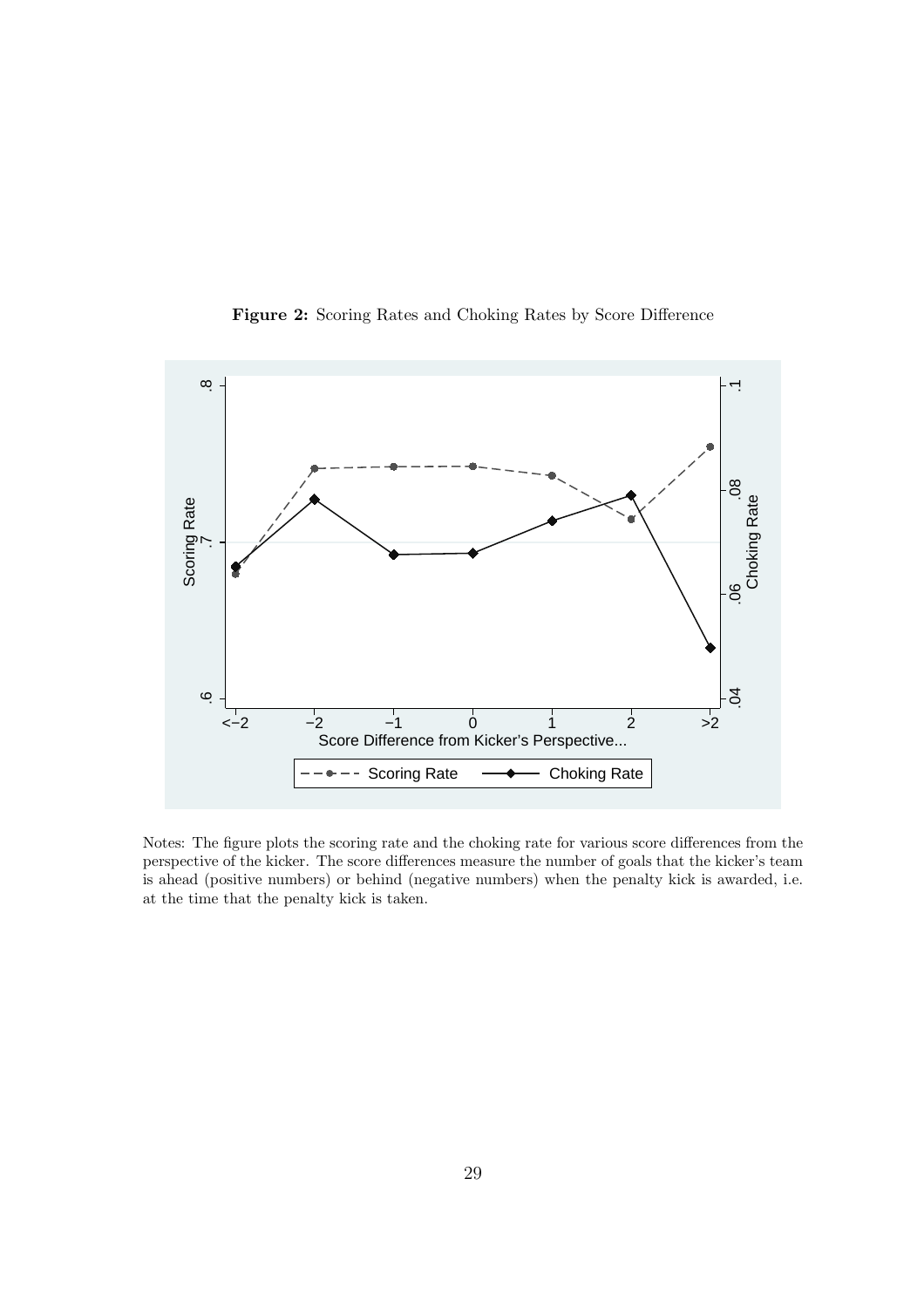**Figure 2:** Scoring Rates and Choking Rates by Score Difference

Notes: The figure plots the scoring rate and the choking rate for various score differences from the perspective of the kicker. The score differences measure the number of goals that the kicker's team is ahead (positive numbers) or behind (negative numbers) when the penalty kick is awarded, i.e. at the time that the penalty kick is taken.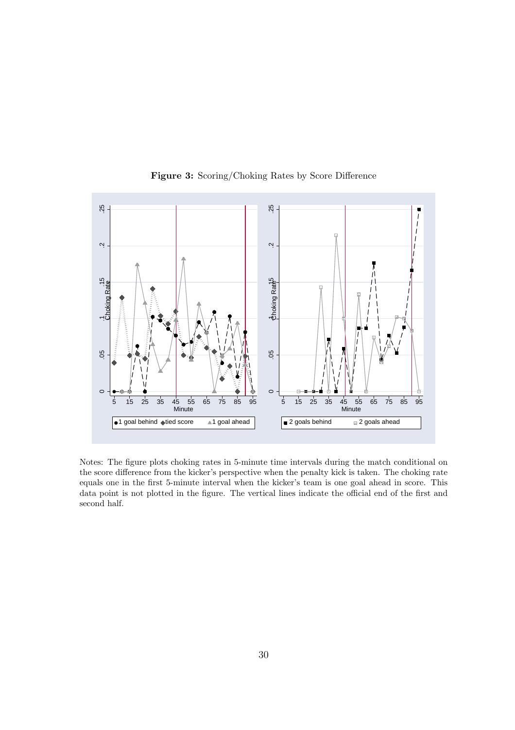**Figure 3:** Scoring/Choking Rates by Score Difference

Notes: The figure plots choking rates in 5-minute time intervals during the match conditional on the score difference from the kicker's perspective when the penalty kick is taken. The choking rate equals one in the first 5-minute interval when the kicker's team is one goal ahead in score. This data point is not plotted in the figure. The vertical lines indicate the official end of the first and second half.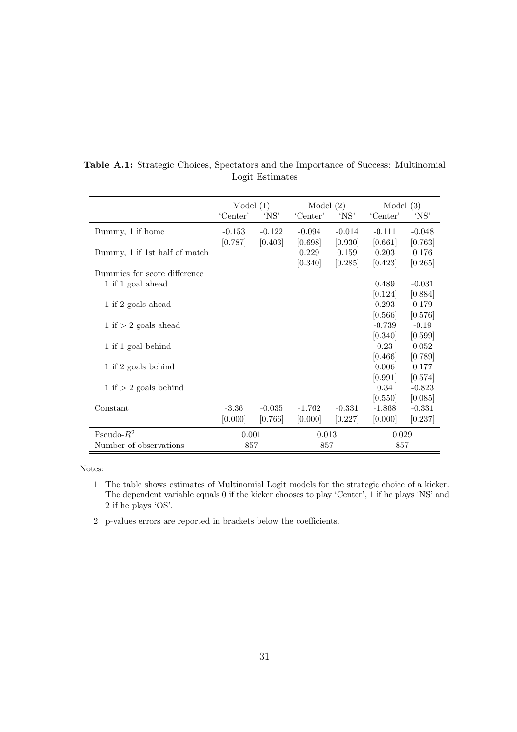**Table A.1:** Strategic Choices, Spectators and the Importance of Success: Multinomial Logit Estimates

| | Model (1) | | Model (2) | | Model (3) | |
|---|---|---|---|---|---|---|
| | 'Center' | 'NS' | 'Center' | 'NS' | 'Center' | 'NS' |
| Dummy, 1 if home | -0.153 | -0.122 | -0.094 | -0.014 | -0.111 | -0.048 |
| | [0.787] | [0.403] | [0.698] | [0.930] | [0.661] | [0.763] |
| Dummy, 1 if 1st half of match | | | 0.229 | 0.159 | 0.203 | 0.176 |
| | | | [0.340] | [0.285] | [0.423] | [0.265] |
| Dummies for score difference | | | | | | |
| 1 if 1 goal ahead | | | | | 0.489 | -0.031 |
| | | | | | [0.124] | [0.884] |
| 1 if 2 goals ahead | | | | | 0.293 | 0.179 |
| | | | | | [0.566] | [0.576] |
| 1 if > 2 goals ahead | | | | | -0.739 | -0.19 |
| | | | | | [0.340] | [0.599] |
| 1 if 1 goal behind | | | | | 0.23 | 0.052 |
| | | | | | [0.466] | [0.789] |
| 1 if 2 goals behind | | | | | 0.006 | 0.177 |
| | | | | | [0.991] | [0.574] |
| 1 if > 2 goals behind | | | | | 0.34 | -0.823 |
| | | | | | [0.550] | [0.085] |
| Constant | -3.36 | -0.035 | -1.762 | -0.331 | -1.868 | -0.331 |
| | [0.000] | [0.766] | [0.000] | [0.227] | [0.000] | [0.237] |
| Pseudo-$R^2$ | 0.001 | | 0.013 | | 0.029 | |
| Number of observations | 857 | | 857 | | 857 | |

Notes:

1. The table shows estimates of Multinomial Logit models for the strategic choice of a kicker. The dependent variable equals 0 if the kicker chooses to play 'Center', 1 if he plays 'NS' and 2 if he plays 'OS'.
2. p-values errors are reported in brackets below the coefficients.